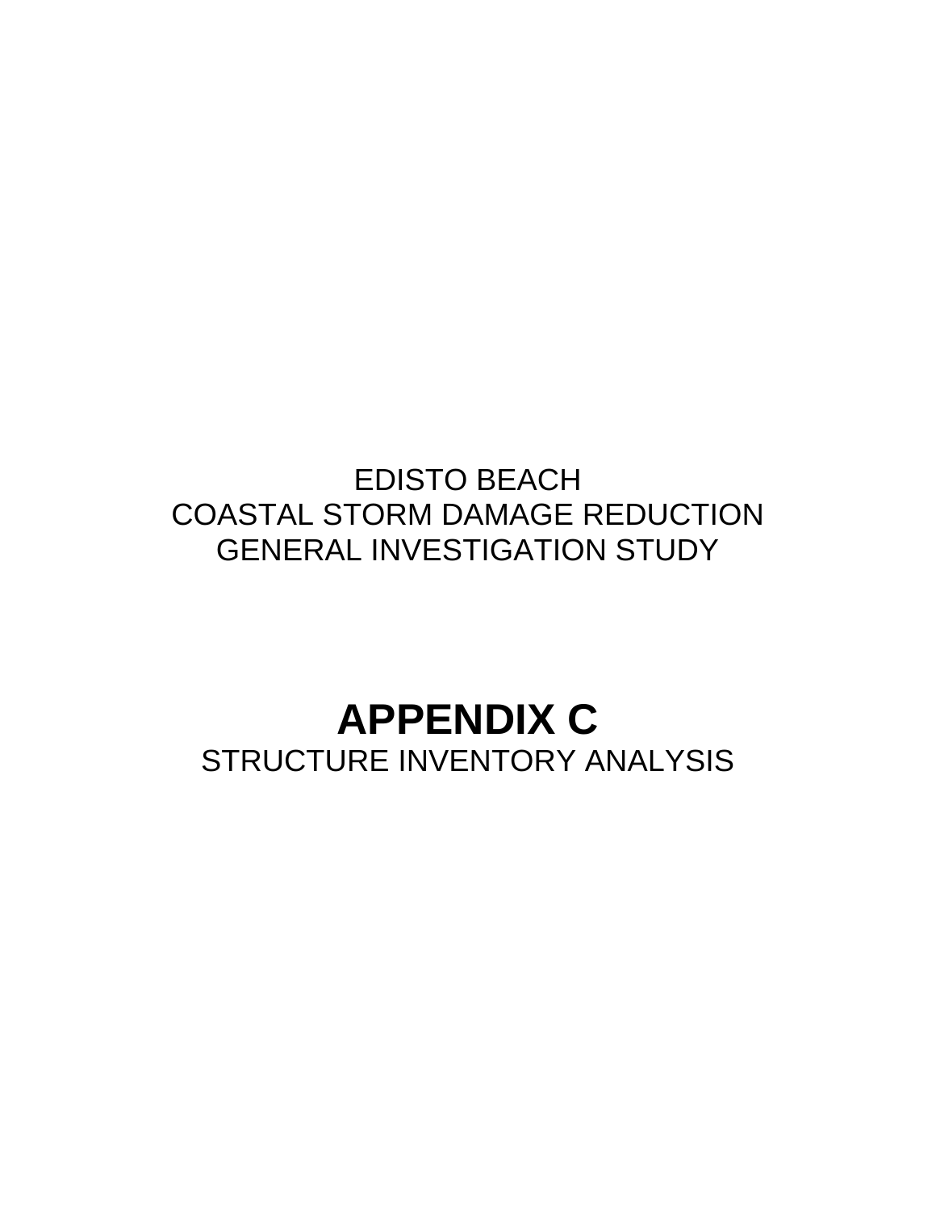EDISTO BEACH
COASTAL STORM DAMAGE REDUCTION
GENERAL INVESTIGATION STUDY

# APPENDIX C

STRUCTURE INVENTORY ANALYSIS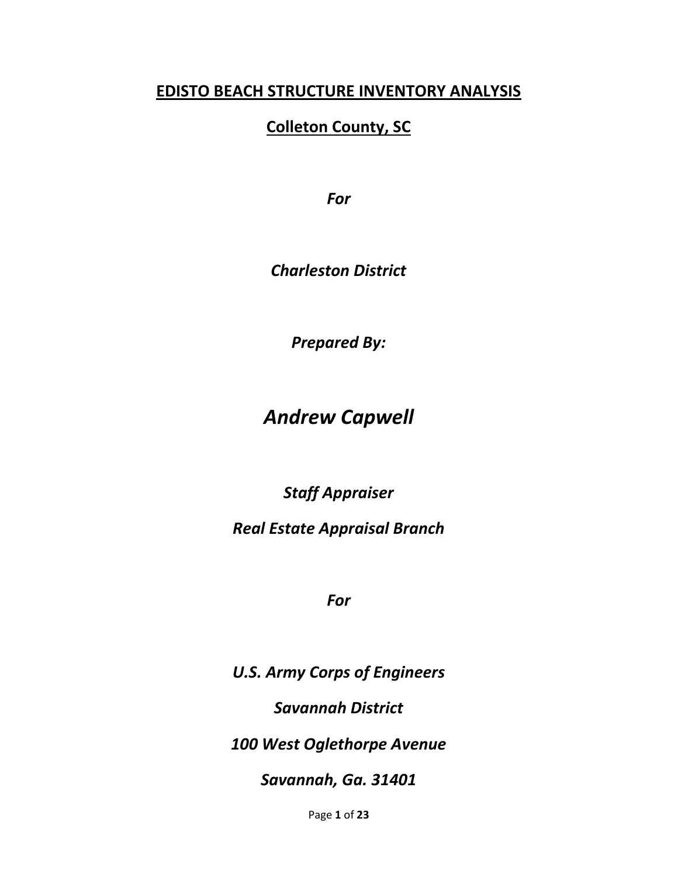# EDISTO BEACH STRUCTURE INVENTORY ANALYSIS

## Colleton County, SC

*For*

*Charleston District*

*Prepared By:*

# *Andrew Capwell*

*Staff Appraiser*

*Real Estate Appraisal Branch*

*For*

*U.S. Army Corps of Engineers*

*Savannah District*

*100 West Oglethorpe Avenue*

*Savannah, Ga. 31401*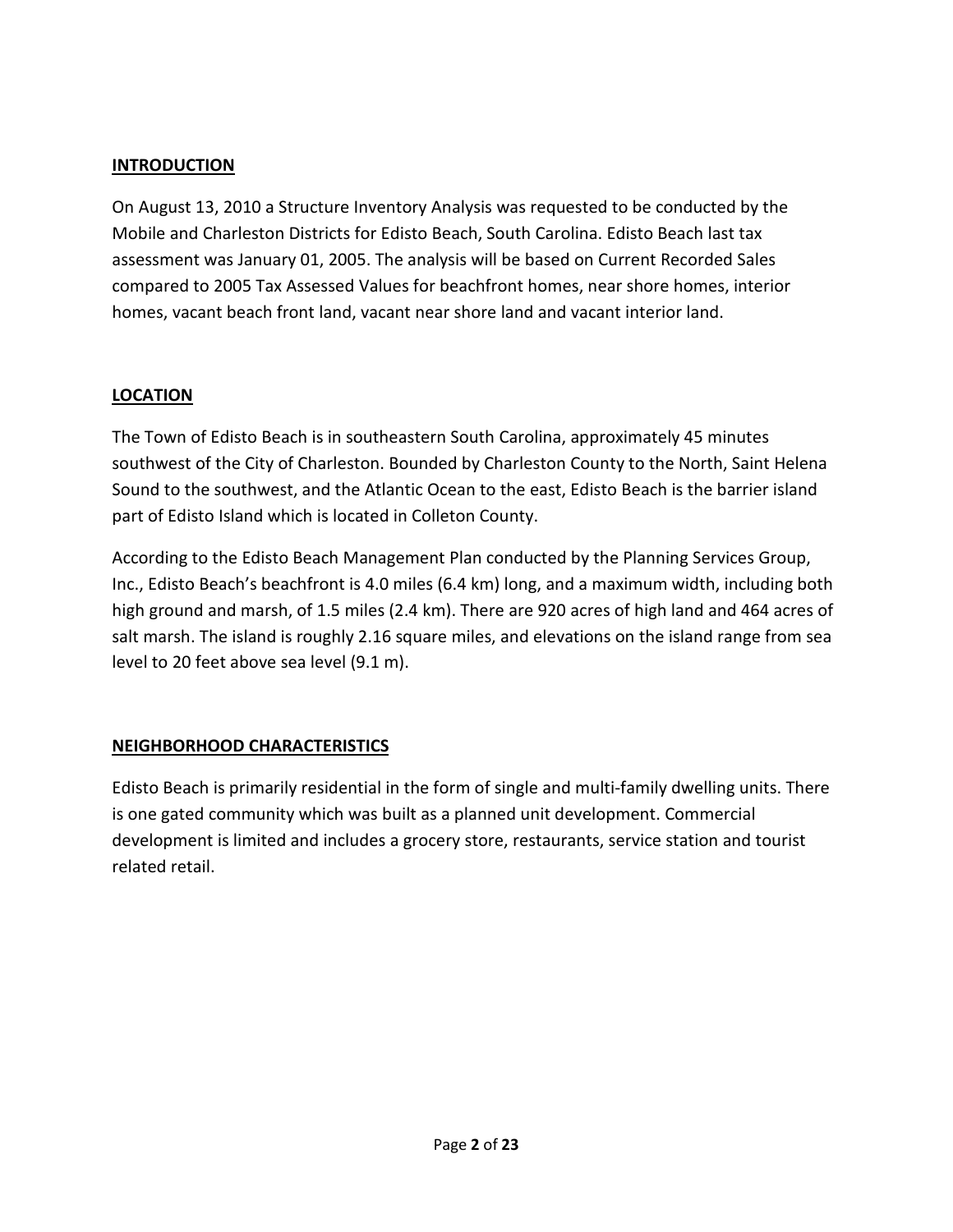## INTRODUCTION

On August 13, 2010 a Structure Inventory Analysis was requested to be conducted by the Mobile and Charleston Districts for Edisto Beach, South Carolina. Edisto Beach last tax assessment was January 01, 2005. The analysis will be based on Current Recorded Sales compared to 2005 Tax Assessed Values for beachfront homes, near shore homes, interior homes, vacant beach front land, vacant near shore land and vacant interior land.

## LOCATION

The Town of Edisto Beach is in southeastern South Carolina, approximately 45 minutes southwest of the City of Charleston. Bounded by Charleston County to the North, Saint Helena Sound to the southwest, and the Atlantic Ocean to the east, Edisto Beach is the barrier island part of Edisto Island which is located in Colleton County.

According to the Edisto Beach Management Plan conducted by the Planning Services Group, Inc., Edisto Beach's beachfront is 4.0 miles (6.4 km) long, and a maximum width, including both high ground and marsh, of 1.5 miles (2.4 km). There are 920 acres of high land and 464 acres of salt marsh. The island is roughly 2.16 square miles, and elevations on the island range from sea level to 20 feet above sea level (9.1 m).

## NEIGHBORHOOD CHARACTERISTICS

Edisto Beach is primarily residential in the form of single and multi-family dwelling units. There is one gated community which was built as a planned unit development. Commercial development is limited and includes a grocery store, restaurants, service station and tourist related retail.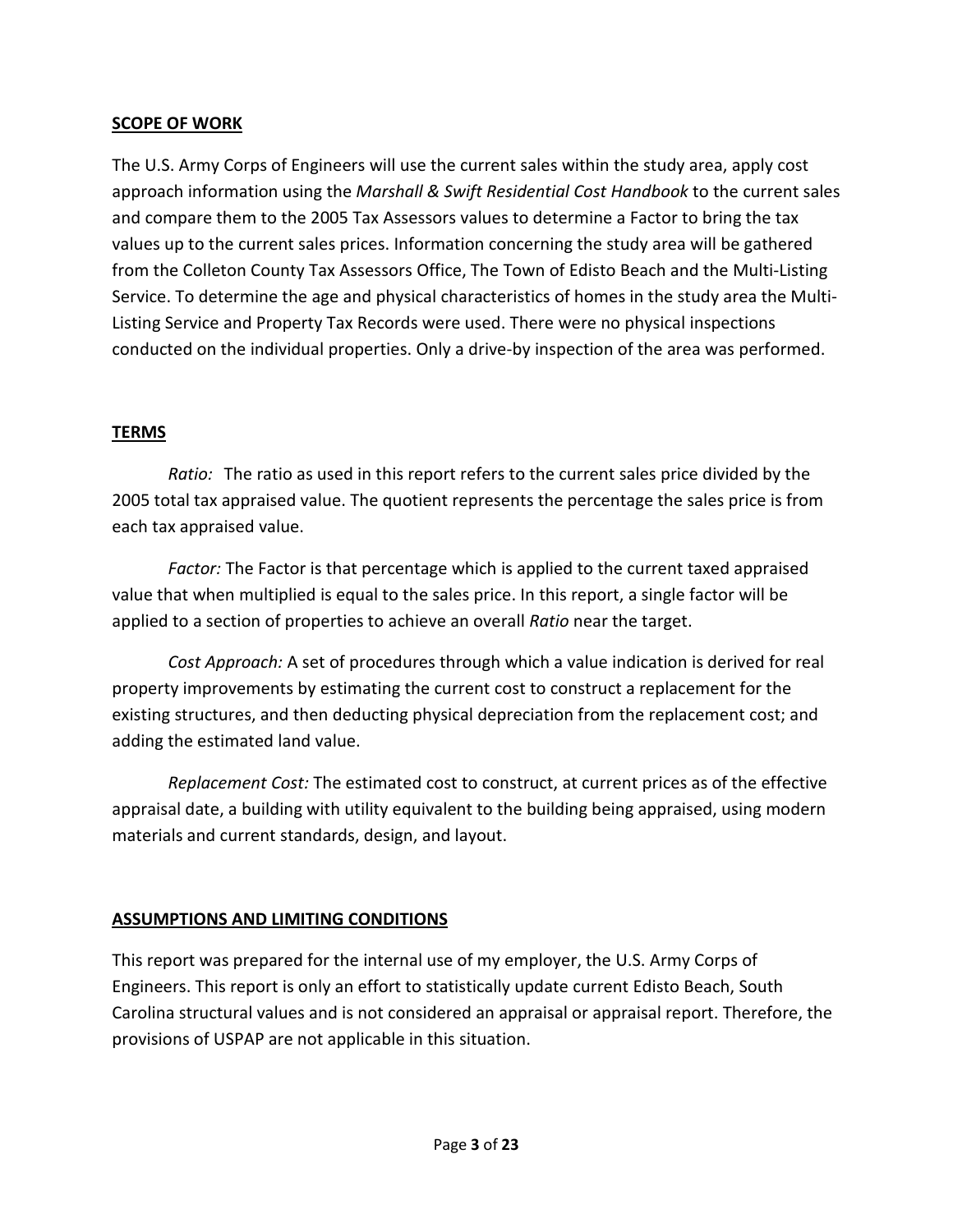## SCOPE OF WORK

The U.S. Army Corps of Engineers will use the current sales within the study area, apply cost approach information using the *Marshall & Swift Residential Cost Handbook* to the current sales and compare them to the 2005 Tax Assessors values to determine a Factor to bring the tax values up to the current sales prices. Information concerning the study area will be gathered from the Colleton County Tax Assessors Office, The Town of Edisto Beach and the Multi-Listing Service. To determine the age and physical characteristics of homes in the study area the Multi-Listing Service and Property Tax Records were used. There were no physical inspections conducted on the individual properties. Only a drive-by inspection of the area was performed.

## TERMS

*Ratio:* The ratio as used in this report refers to the current sales price divided by the 2005 total tax appraised value. The quotient represents the percentage the sales price is from each tax appraised value.

*Factor:* The Factor is that percentage which is applied to the current taxed appraised value that when multiplied is equal to the sales price. In this report, a single factor will be applied to a section of properties to achieve an overall *Ratio* near the target.

*Cost Approach:* A set of procedures through which a value indication is derived for real property improvements by estimating the current cost to construct a replacement for the existing structures, and then deducting physical depreciation from the replacement cost; and adding the estimated land value.

*Replacement Cost:* The estimated cost to construct, at current prices as of the effective appraisal date, a building with utility equivalent to the building being appraised, using modern materials and current standards, design, and layout.

## ASSUMPTIONS AND LIMITING CONDITIONS

This report was prepared for the internal use of my employer, the U.S. Army Corps of Engineers. This report is only an effort to statistically update current Edisto Beach, South Carolina structural values and is not considered an appraisal or appraisal report. Therefore, the provisions of USPAP are not applicable in this situation.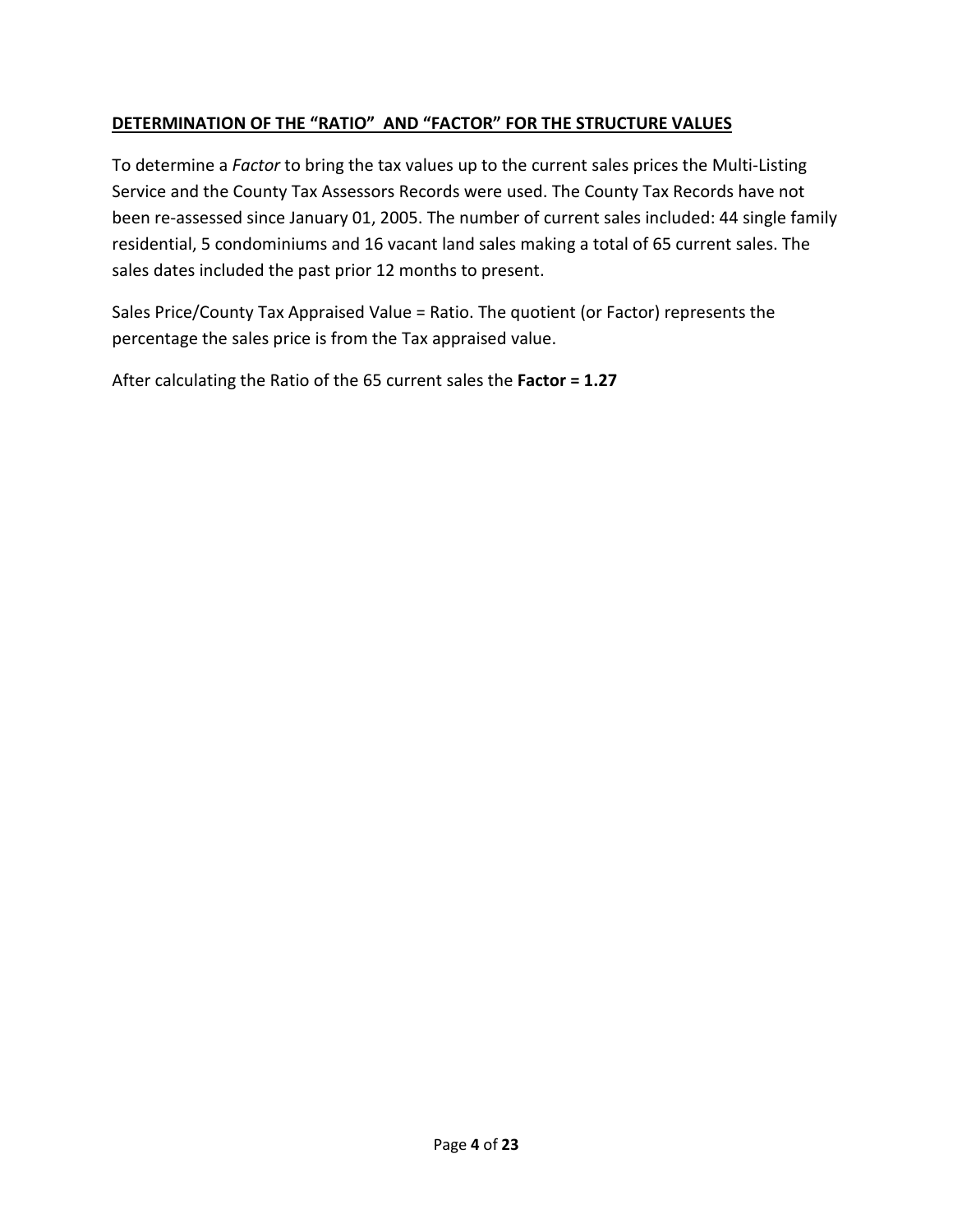## DETERMINATION OF THE "RATIO" AND "FACTOR" FOR THE STRUCTURE VALUES

To determine a *Factor* to bring the tax values up to the current sales prices the Multi-Listing Service and the County Tax Assessors Records were used. The County Tax Records have not been re-assessed since January 01, 2005. The number of current sales included: 44 single family residential, 5 condominiums and 16 vacant land sales making a total of 65 current sales. The sales dates included the past prior 12 months to present.

Sales Price/County Tax Appraised Value = Ratio. The quotient (or Factor) represents the percentage the sales price is from the Tax appraised value.

After calculating the Ratio of the 65 current sales the **Factor = 1.27**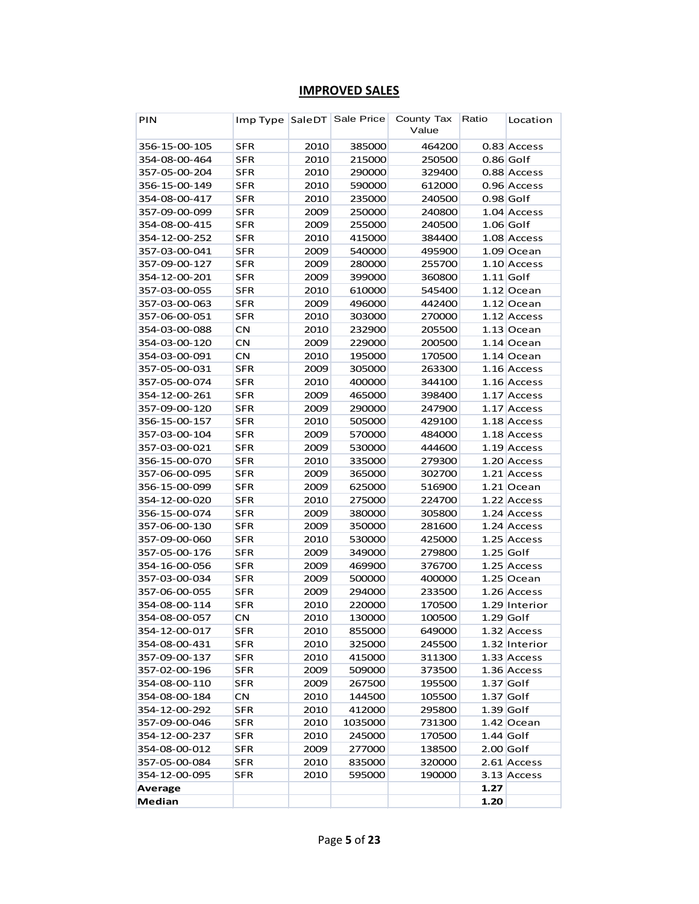## IMPROVED SALES

| PIN | Imp Type | SaleDT | Sale Price | County Tax Value | Ratio | Location |
|---|---|---|---|---|---|---|
| 356-15-00-105 | SFR | 2010 | 385000 | 464200 | 0.83 | Access |
| 354-08-00-464 | SFR | 2010 | 215000 | 250500 | 0.86 | Golf |
| 357-05-00-204 | SFR | 2010 | 290000 | 329400 | 0.88 | Access |
| 356-15-00-149 | SFR | 2010 | 590000 | 612000 | 0.96 | Access |
| 354-08-00-417 | SFR | 2010 | 235000 | 240500 | 0.98 | Golf |
| 357-09-00-099 | SFR | 2009 | 250000 | 240800 | 1.04 | Access |
| 354-08-00-415 | SFR | 2009 | 255000 | 240500 | 1.06 | Golf |
| 354-12-00-252 | SFR | 2010 | 415000 | 384400 | 1.08 | Access |
| 357-03-00-041 | SFR | 2009 | 540000 | 495900 | 1.09 | Ocean |
| 357-09-00-127 | SFR | 2009 | 280000 | 255700 | 1.10 | Access |
| 354-12-00-201 | SFR | 2009 | 399000 | 360800 | 1.11 | Golf |
| 357-03-00-055 | SFR | 2010 | 610000 | 545400 | 1.12 | Ocean |
| 357-03-00-063 | SFR | 2009 | 496000 | 442400 | 1.12 | Ocean |
| 357-06-00-051 | SFR | 2010 | 303000 | 270000 | 1.12 | Access |
| 354-03-00-088 | CN | 2010 | 232900 | 205500 | 1.13 | Ocean |
| 354-03-00-120 | CN | 2009 | 229000 | 200500 | 1.14 | Ocean |
| 354-03-00-091 | CN | 2010 | 195000 | 170500 | 1.14 | Ocean |
| 357-05-00-031 | SFR | 2009 | 305000 | 263300 | 1.16 | Access |
| 357-05-00-074 | SFR | 2010 | 400000 | 344100 | 1.16 | Access |
| 354-12-00-261 | SFR | 2009 | 465000 | 398400 | 1.17 | Access |
| 357-09-00-120 | SFR | 2009 | 290000 | 247900 | 1.17 | Access |
| 356-15-00-157 | SFR | 2010 | 505000 | 429100 | 1.18 | Access |
| 357-03-00-104 | SFR | 2009 | 570000 | 484000 | 1.18 | Access |
| 357-03-00-021 | SFR | 2009 | 530000 | 444600 | 1.19 | Access |
| 356-15-00-070 | SFR | 2010 | 335000 | 279300 | 1.20 | Access |
| 357-06-00-095 | SFR | 2009 | 365000 | 302700 | 1.21 | Access |
| 356-15-00-099 | SFR | 2009 | 625000 | 516900 | 1.21 | Ocean |
| 354-12-00-020 | SFR | 2010 | 275000 | 224700 | 1.22 | Access |
| 356-15-00-074 | SFR | 2009 | 380000 | 305800 | 1.24 | Access |
| 357-06-00-130 | SFR | 2009 | 350000 | 281600 | 1.24 | Access |
| 357-09-00-060 | SFR | 2010 | 530000 | 425000 | 1.25 | Access |
| 357-05-00-176 | SFR | 2009 | 349000 | 279800 | 1.25 | Golf |
| 354-16-00-056 | SFR | 2009 | 469900 | 376700 | 1.25 | Access |
| 357-03-00-034 | SFR | 2009 | 500000 | 400000 | 1.25 | Ocean |
| 357-06-00-055 | SFR | 2009 | 294000 | 233500 | 1.26 | Access |
| 354-08-00-114 | SFR | 2010 | 220000 | 170500 | 1.29 | Interior |
| 354-08-00-057 | CN | 2010 | 130000 | 100500 | 1.29 | Golf |
| 354-12-00-017 | SFR | 2010 | 855000 | 649000 | 1.32 | Access |
| 354-08-00-431 | SFR | 2010 | 325000 | 245500 | 1.32 | Interior |
| 357-09-00-137 | SFR | 2010 | 415000 | 311300 | 1.33 | Access |
| 357-02-00-196 | SFR | 2009 | 509000 | 373500 | 1.36 | Access |
| 354-08-00-110 | SFR | 2009 | 267500 | 195500 | 1.37 | Golf |
| 354-08-00-184 | CN | 2010 | 144500 | 105500 | 1.37 | Golf |
| 354-12-00-292 | SFR | 2010 | 412000 | 295800 | 1.39 | Golf |
| 357-09-00-046 | SFR | 2010 | 1035000 | 731300 | 1.42 | Ocean |
| 354-12-00-237 | SFR | 2010 | 245000 | 170500 | 1.44 | Golf |
| 354-08-00-012 | SFR | 2009 | 277000 | 138500 | 2.00 | Golf |
| 357-05-00-084 | SFR | 2010 | 835000 | 320000 | 2.61 | Access |
| 354-12-00-095 | SFR | 2010 | 595000 | 190000 | 3.13 | Access |
| **Average** | | | | | **1.27** | |
| **Median** | | | | | **1.20** | |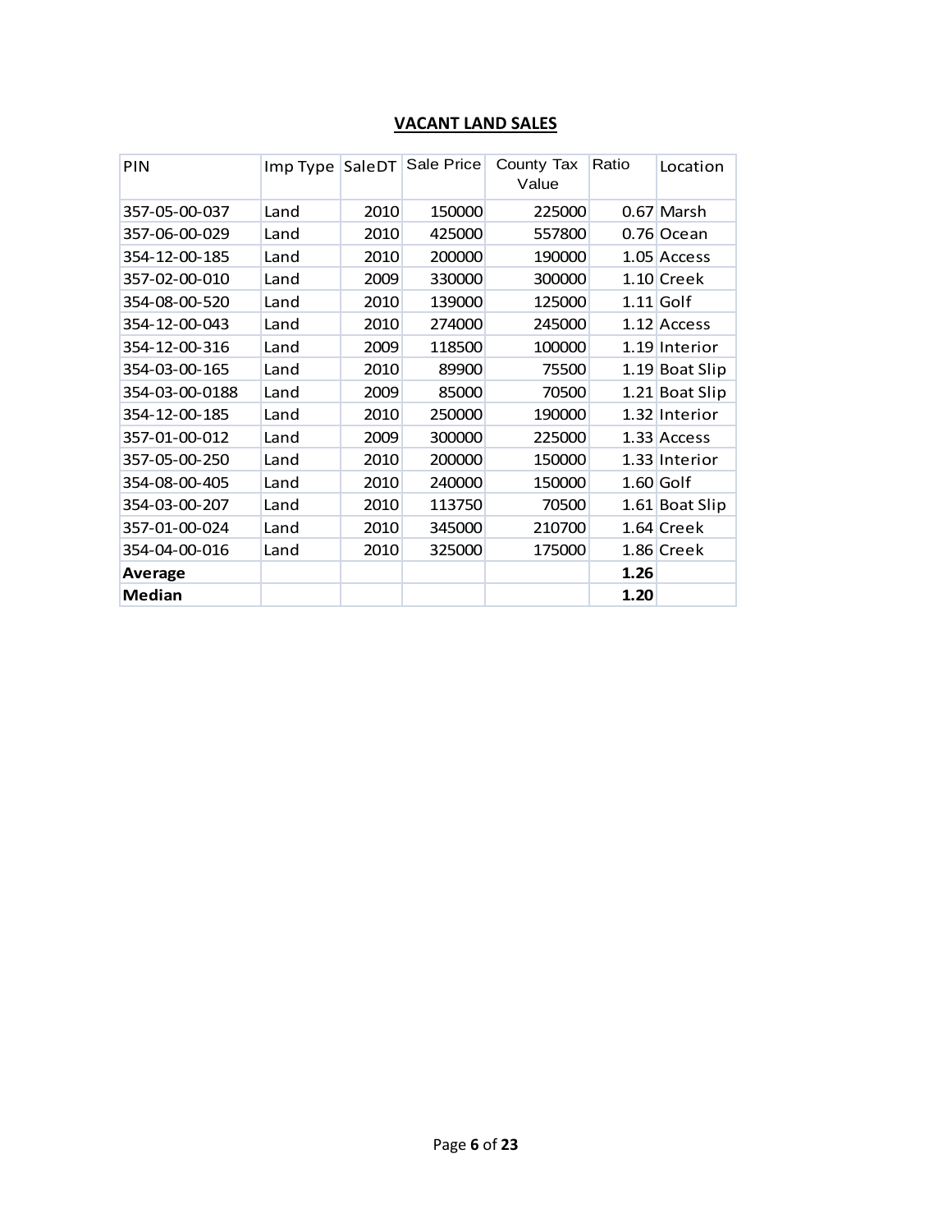## VACANT LAND SALES

| PIN | Imp Type | SaleDT | Sale Price | County Tax Value | Ratio | Location |
|---|---|---|---|---|---|---|
| 357-05-00-037 | Land | 2010 | 150000 | 225000 | 0.67 | Marsh |
| 357-06-00-029 | Land | 2010 | 425000 | 557800 | 0.76 | Ocean |
| 354-12-00-185 | Land | 2010 | 200000 | 190000 | 1.05 | Access |
| 357-02-00-010 | Land | 2009 | 330000 | 300000 | 1.10 | Creek |
| 354-08-00-520 | Land | 2010 | 139000 | 125000 | 1.11 | Golf |
| 354-12-00-043 | Land | 2010 | 274000 | 245000 | 1.12 | Access |
| 354-12-00-316 | Land | 2009 | 118500 | 100000 | 1.19 | Interior |
| 354-03-00-165 | Land | 2010 | 89900 | 75500 | 1.19 | Boat Slip |
| 354-03-00-0188 | Land | 2009 | 85000 | 70500 | 1.21 | Boat Slip |
| 354-12-00-185 | Land | 2010 | 250000 | 190000 | 1.32 | Interior |
| 357-01-00-012 | Land | 2009 | 300000 | 225000 | 1.33 | Access |
| 357-05-00-250 | Land | 2010 | 200000 | 150000 | 1.33 | Interior |
| 354-08-00-405 | Land | 2010 | 240000 | 150000 | 1.60 | Golf |
| 354-03-00-207 | Land | 2010 | 113750 | 70500 | 1.61 | Boat Slip |
| 357-01-00-024 | Land | 2010 | 345000 | 210700 | 1.64 | Creek |
| 354-04-00-016 | Land | 2010 | 325000 | 175000 | 1.86 | Creek |
| **Average** | | | | | **1.26** | |
| **Median** | | | | | **1.20** | |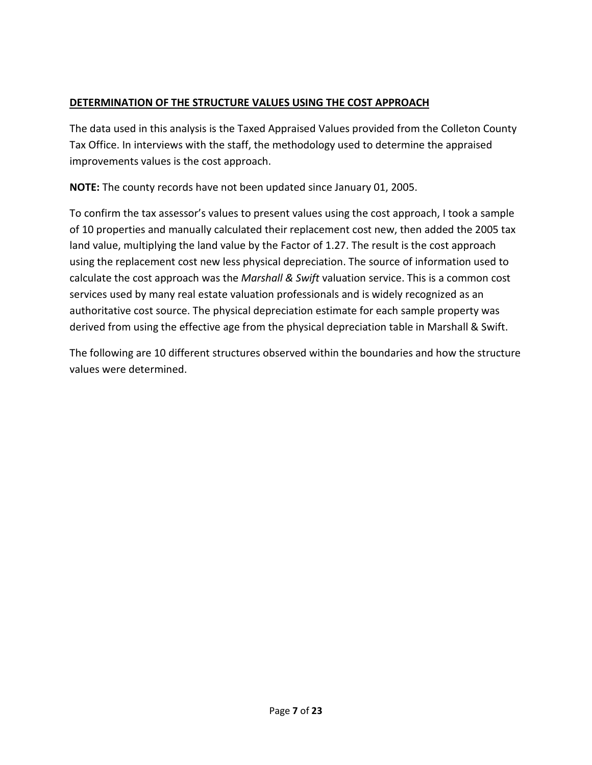## DETERMINATION OF THE STRUCTURE VALUES USING THE COST APPROACH

The data used in this analysis is the Taxed Appraised Values provided from the Colleton County Tax Office. In interviews with the staff, the methodology used to determine the appraised improvements values is the cost approach.

**NOTE:** The county records have not been updated since January 01, 2005.

To confirm the tax assessor's values to present values using the cost approach, I took a sample of 10 properties and manually calculated their replacement cost new, then added the 2005 tax land value, multiplying the land value by the Factor of 1.27. The result is the cost approach using the replacement cost new less physical depreciation. The source of information used to calculate the cost approach was the *Marshall & Swift* valuation service. This is a common cost services used by many real estate valuation professionals and is widely recognized as an authoritative cost source. The physical depreciation estimate for each sample property was derived from using the effective age from the physical depreciation table in Marshall & Swift.

The following are 10 different structures observed within the boundaries and how the structure values were determined.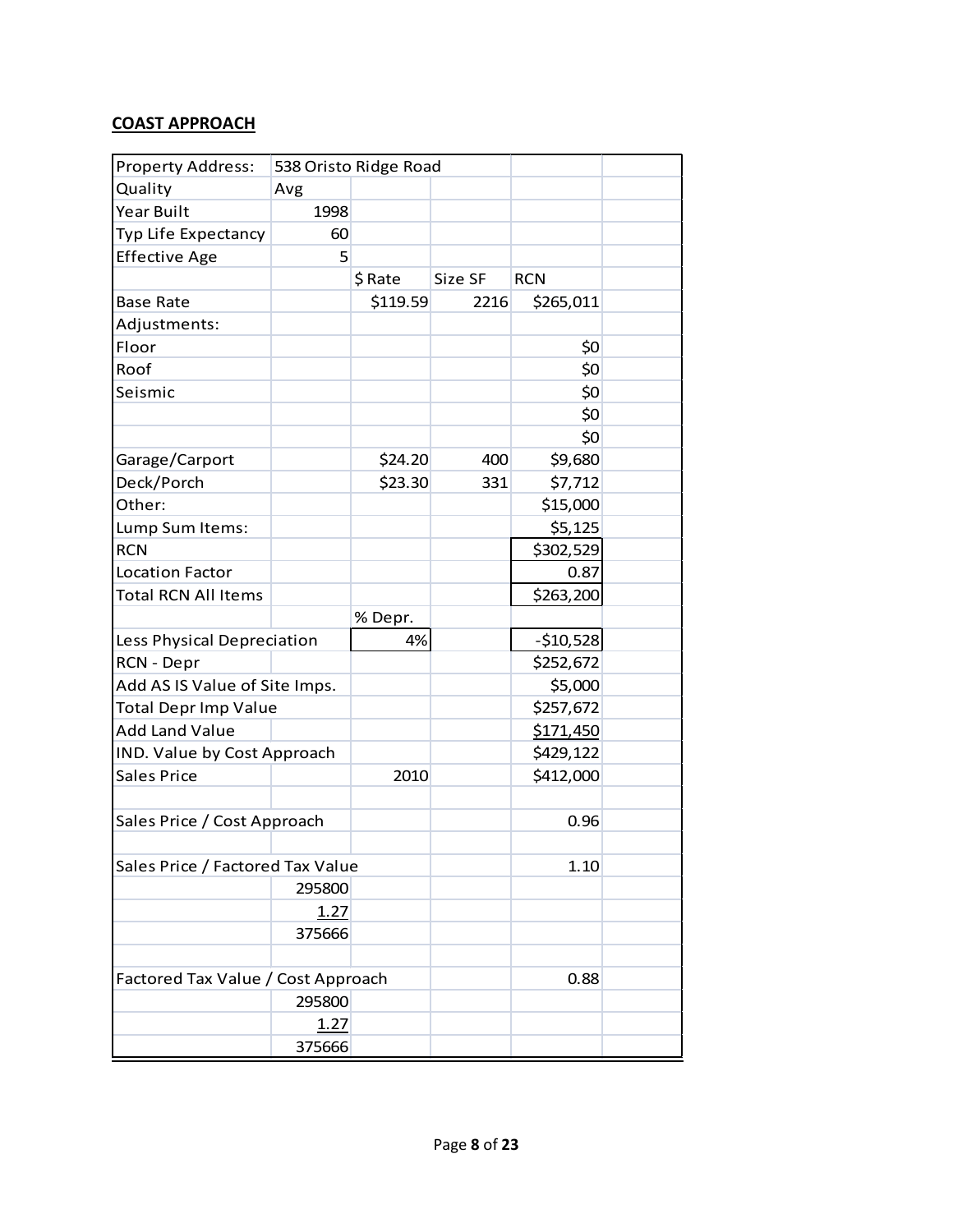## COAST APPROACH

| Property Address: | 538 Oristo Ridge Road | | | | |
|---|---|---|---|---|---|
| Quality | Avg | | | | |
| Year Built | 1998 | | | | |
| Typ Life Expectancy | 60 | | | | |
| Effective Age | 5 | | | | |
| | | $ Rate | Size SF | RCN | |
| Base Rate | | $119.59 | 2216 | $265,011 | |
| Adjustments: | | | | | |
| Floor | | | | $0 | |
| Roof | | | | $0 | |
| Seismic | | | | $0 | |
| | | | | $0 | |
| | | | | $0 | |
| Garage/Carport | | $24.20 | 400 | $9,680 | |
| Deck/Porch | | $23.30 | 331 | $7,712 | |
| Other: | | | | $15,000 | |
| Lump Sum Items: | | | | $5,125 | |
| RCN | | | | $302,529 | |
| Location Factor | | | | 0.87 | |
| Total RCN All Items | | | | $263,200 | |
| | | % Depr. | | | |
| Less Physical Depreciation | | 4% | | -$10,528 | |
| RCN - Depr | | | | $252,672 | |
| Add AS IS Value of Site Imps. | | | | $5,000 | |
| Total Depr Imp Value | | | | $257,672 | |
| Add Land Value | | | | $171,450 | |
| IND. Value by Cost Approach | | | | $429,122 | |
| Sales Price | | 2010 | | $412,000 | |
| | | | | | |
| Sales Price / Cost Approach | | | | 0.96 | |
| | | | | | |
| Sales Price / Factored Tax Value | | | | 1.10 | |
| | 295800 | | | | |
| | 1.27 | | | | |
| | 375666 | | | | |
| | | | | | |
| Factored Tax Value / Cost Approach | | | | 0.88 | |
| | 295800 | | | | |
| | 1.27 | | | | |
| | 375666 | | | | |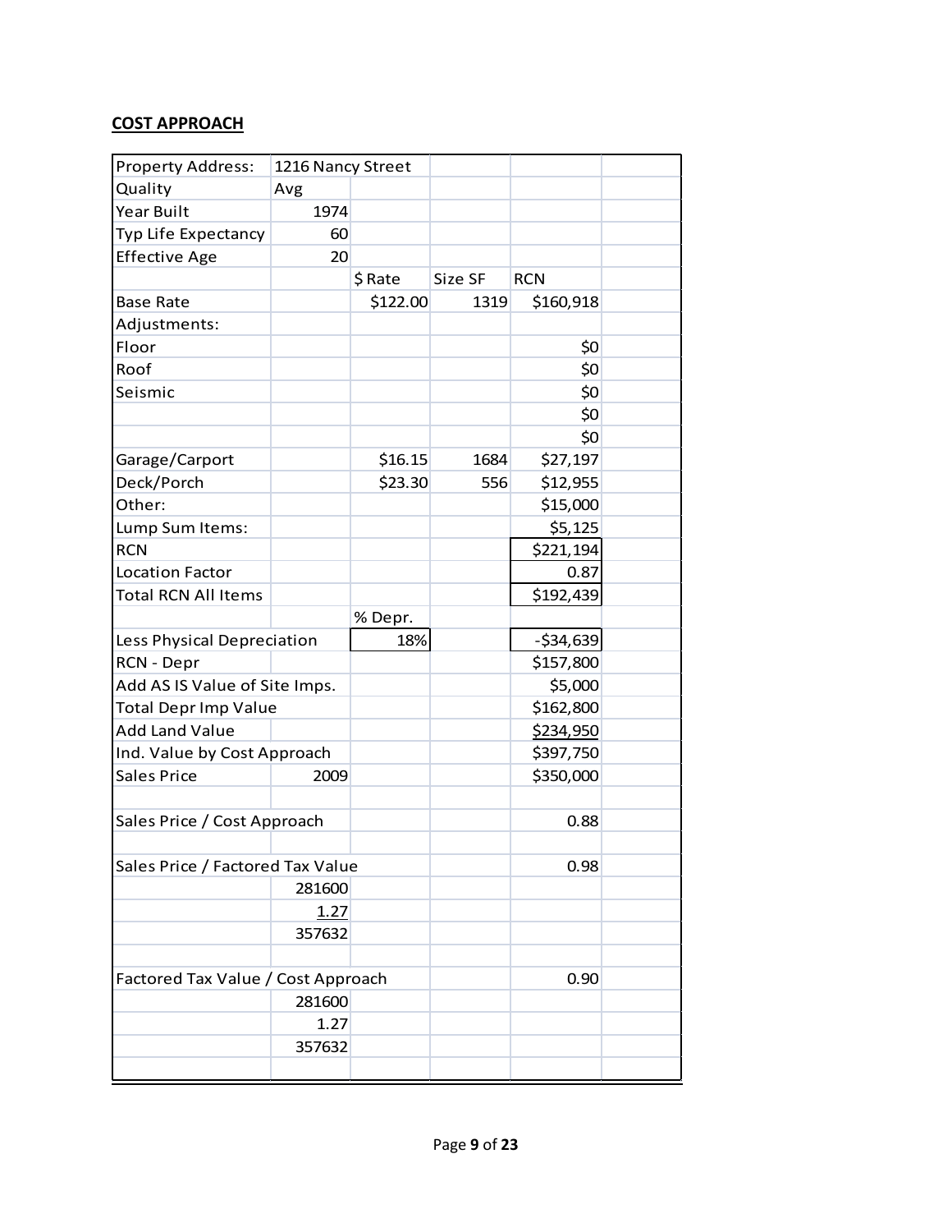## COST APPROACH

| Property Address: | 1216 Nancy Street | | | | |
|---|---|---|---|---|---|
| Quality | Avg | | | | |
| Year Built | 1974 | | | | |
| Typ Life Expectancy | 60 | | | | |
| Effective Age | 20 | | | | |
| | | $ Rate | Size SF | RCN | |
| Base Rate | | $122.00 | 1319 | $160,918 | |
| Adjustments: | | | | | |
| Floor | | | | $0 | |
| Roof | | | | $0 | |
| Seismic | | | | $0 | |
| | | | | $0 | |
| | | | | $0 | |
| Garage/Carport | | $16.15 | 1684 | $27,197 | |
| Deck/Porch | | $23.30 | 556 | $12,955 | |
| Other: | | | | $15,000 | |
| Lump Sum Items: | | | | $5,125 | |
| RCN | | | | $221,194 | |
| Location Factor | | | | 0.87 | |
| Total RCN All Items | | | | $192,439 | |
| | | % Depr. | | | |
| Less Physical Depreciation | | 18% | | -$34,639 | |
| RCN - Depr | | | | $157,800 | |
| Add AS IS Value of Site Imps. | | | | $5,000 | |
| Total Depr Imp Value | | | | $162,800 | |
| Add Land Value | | | | $234,950 | |
| Ind. Value by Cost Approach | | | | $397,750 | |
| Sales Price | 2009 | | | $350,000 | |
| | | | | | |
| Sales Price / Cost Approach | | | | 0.88 | |
| | | | | | |
| Sales Price / Factored Tax Value | | | | 0.98 | |
| | 281600 | | | | |
| | 1.27 | | | | |
| | 357632 | | | | |
| | | | | | |
| Factored Tax Value / Cost Approach | | | | 0.90 | |
| | 281600 | | | | |
| | 1.27 | | | | |
| | 357632 | | | | |
| | | | | | |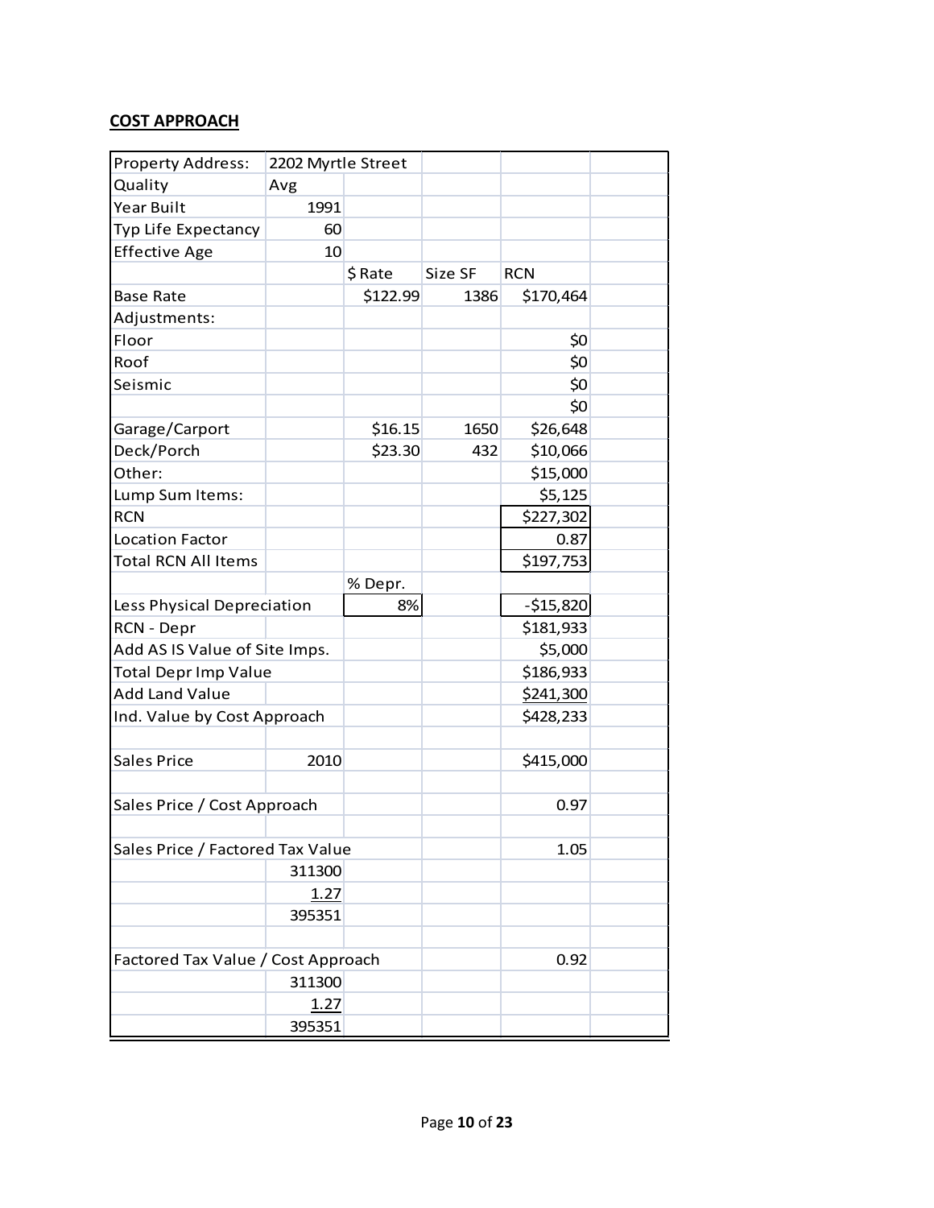**COST APPROACH**

| Property Address: | 2202 Myrtle Street | | | | |
|---|---|---|---|---|---|
| Quality | Avg | | | | |
| Year Built | 1991 | | | | |
| Typ Life Expectancy | 60 | | | | |
| Effective Age | 10 | | | | |
| | | $ Rate | Size SF | RCN | |
| Base Rate | | $122.99 | 1386 | $170,464 | |
| Adjustments: | | | | | |
| Floor | | | | $0 | |
| Roof | | | | $0 | |
| Seismic | | | | $0 | |
| | | | | $0 | |
| Garage/Carport | | $16.15 | 1650 | $26,648 | |
| Deck/Porch | | $23.30 | 432 | $10,066 | |
| Other: | | | | $15,000 | |
| Lump Sum Items: | | | | $5,125 | |
| RCN | | | | $227,302 | |
| Location Factor | | | | 0.87 | |
| Total RCN All Items | | | | $197,753 | |
| | | % Depr. | | | |
| Less Physical Depreciation | | 8% | | -$15,820 | |
| RCN - Depr | | | | $181,933 | |
| Add AS IS Value of Site Imps. | | | | $5,000 | |
| Total Depr Imp Value | | | | $186,933 | |
| Add Land Value | | | | $241,300 | |
| Ind. Value by Cost Approach | | | | $428,233 | |
| | | | | | |
| Sales Price | 2010 | | | $415,000 | |
| | | | | | |
| Sales Price / Cost Approach | | | | 0.97 | |
| | | | | | |
| Sales Price / Factored Tax Value | | | | 1.05 | |
| | 311300 | | | | |
| | 1.27 | | | | |
| | 395351 | | | | |
| | | | | | |
| Factored Tax Value / Cost Approach | | | | 0.92 | |
| | 311300 | | | | |
| | 1.27 | | | | |
| | 395351 | | | | |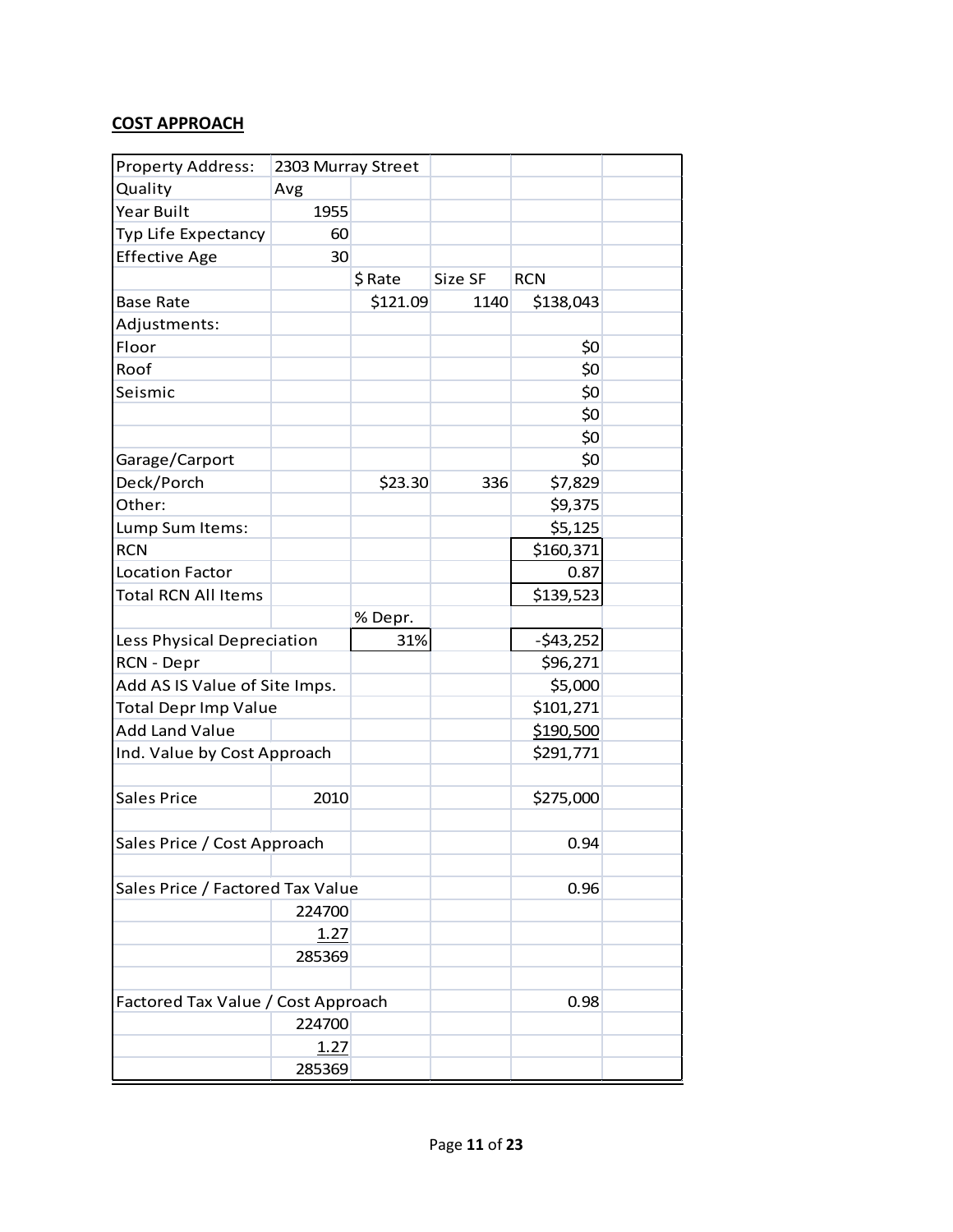## COST APPROACH

| Property Address: | 2303 Murray Street | | | | |
|---|---|---|---|---|---|
| Quality | Avg | | | | |
| Year Built | 1955 | | | | |
| Typ Life Expectancy | 60 | | | | |
| Effective Age | 30 | | | | |
| | | $ Rate | Size SF | RCN | |
| Base Rate | | $121.09 | 1140 | $138,043 | |
| Adjustments: | | | | | |
| Floor | | | | $0 | |
| Roof | | | | $0 | |
| Seismic | | | | $0 | |
| | | | | $0 | |
| | | | | $0 | |
| Garage/Carport | | | | $0 | |
| Deck/Porch | | $23.30 | 336 | $7,829 | |
| Other: | | | | $9,375 | |
| Lump Sum Items: | | | | $5,125 | |
| RCN | | | | $160,371 | |
| Location Factor | | | | 0.87 | |
| Total RCN All Items | | | | $139,523 | |
| | | % Depr. | | | |
| Less Physical Depreciation | | 31% | | -$43,252 | |
| RCN - Depr | | | | $96,271 | |
| Add AS IS Value of Site Imps. | | | | $5,000 | |
| Total Depr Imp Value | | | | $101,271 | |
| Add Land Value | | | | $190,500 | |
| Ind. Value by Cost Approach | | | | $291,771 | |
| | | | | | |
| Sales Price | 2010 | | | $275,000 | |
| | | | | | |
| Sales Price / Cost Approach | | | | 0.94 | |
| | | | | | |
| Sales Price / Factored Tax Value | | | | 0.96 | |
| | 224700 | | | | |
| | 1.27 | | | | |
| | 285369 | | | | |
| | | | | | |
| Factored Tax Value / Cost Approach | | | | 0.98 | |
| | 224700 | | | | |
| | 1.27 | | | | |
| | 285369 | | | | |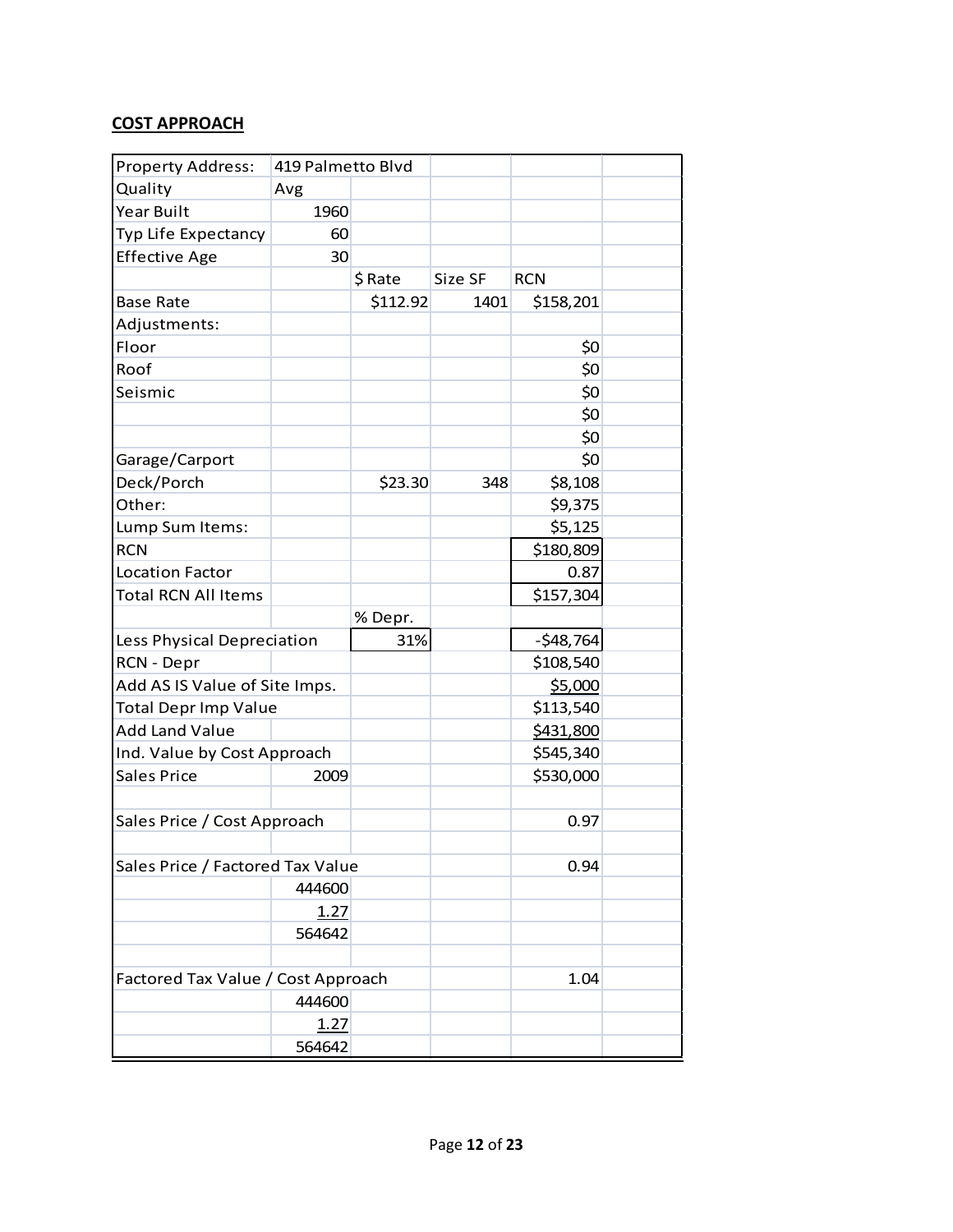**COST APPROACH**

| Property Address: | 419 Palmetto Blvd | | | | |
|---|---|---|---|---|---|
| Quality | Avg | | | | |
| Year Built | 1960 | | | | |
| Typ Life Expectancy | 60 | | | | |
| Effective Age | 30 | | | | |
| | | $ Rate | Size SF | RCN | |
| Base Rate | | $112.92 | 1401 | $158,201 | |
| Adjustments: | | | | | |
| Floor | | | | $0 | |
| Roof | | | | $0 | |
| Seismic | | | | $0 | |
| | | | | $0 | |
| | | | | $0 | |
| Garage/Carport | | | | $0 | |
| Deck/Porch | | $23.30 | 348 | $8,108 | |
| Other: | | | | $9,375 | |
| Lump Sum Items: | | | | $5,125 | |
| RCN | | | | $180,809 | |
| Location Factor | | | | 0.87 | |
| Total RCN All Items | | | | $157,304 | |
| | | % Depr. | | | |
| Less Physical Depreciation | | 31% | | -$48,764 | |
| RCN - Depr | | | | $108,540 | |
| Add AS IS Value of Site Imps. | | | | $5,000 | |
| Total Depr Imp Value | | | | $113,540 | |
| Add Land Value | | | | $431,800 | |
| Ind. Value by Cost Approach | | | | $545,340 | |
| Sales Price | 2009 | | | $530,000 | |
| | | | | | |
| Sales Price / Cost Approach | | | | 0.97 | |
| | | | | | |
| Sales Price / Factored Tax Value | | | | 0.94 | |
| | 444600 | | | | |
| | 1.27 | | | | |
| | 564642 | | | | |
| | | | | | |
| Factored Tax Value / Cost Approach | | | | 1.04 | |
| | 444600 | | | | |
| | 1.27 | | | | |
| | 564642 | | | | |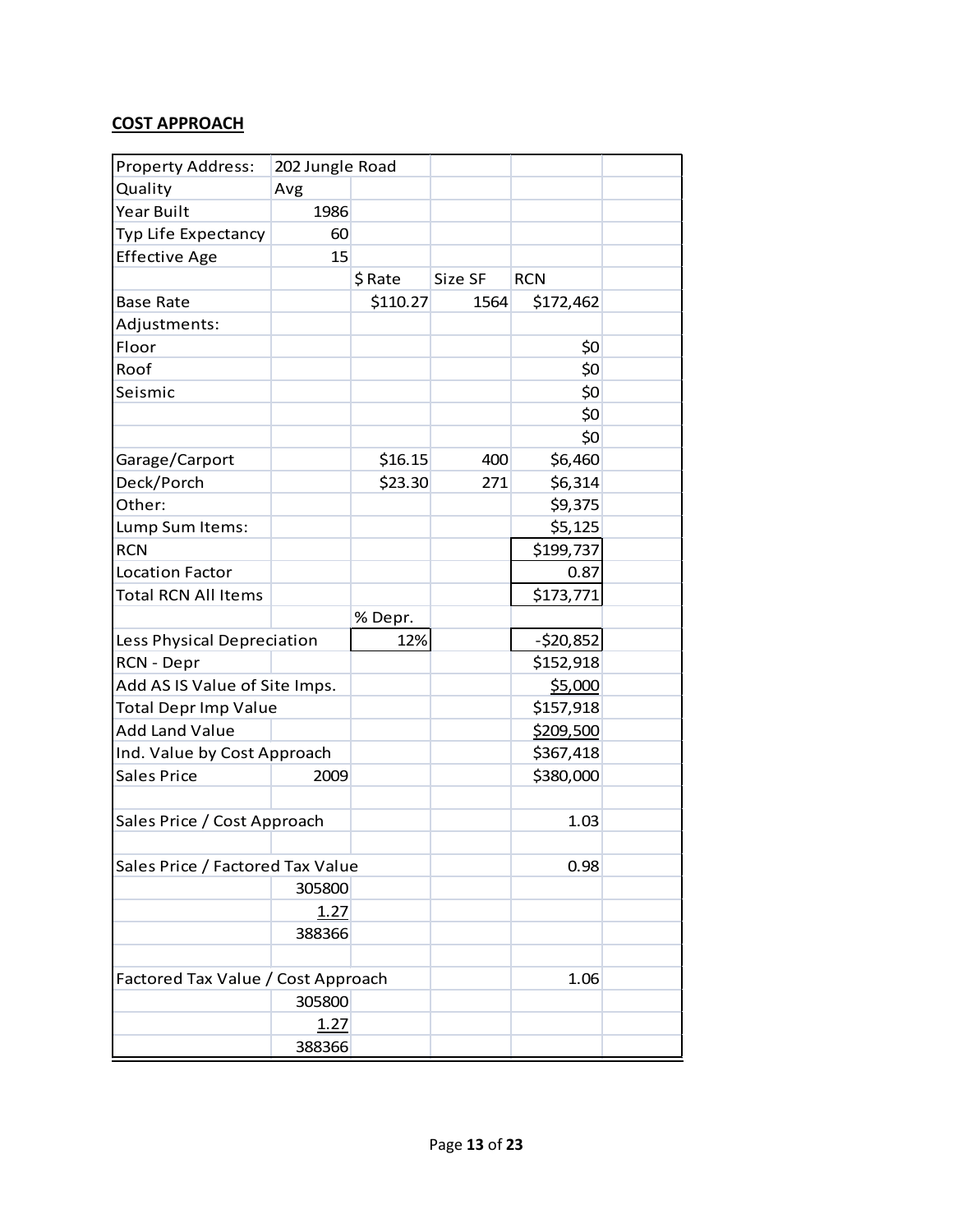**COST APPROACH**

| Property Address: | 202 Jungle Road | | | | |
|---|---|---|---|---|---|
| Quality | Avg | | | | |
| Year Built | 1986 | | | | |
| Typ Life Expectancy | 60 | | | | |
| Effective Age | 15 | | | | |
| | | $ Rate | Size SF | RCN | |
| Base Rate | | $110.27 | 1564 | $172,462 | |
| Adjustments: | | | | | |
| Floor | | | | $0 | |
| Roof | | | | $0 | |
| Seismic | | | | $0 | |
| | | | | $0 | |
| | | | | $0 | |
| Garage/Carport | | $16.15 | 400 | $6,460 | |
| Deck/Porch | | $23.30 | 271 | $6,314 | |
| Other: | | | | $9,375 | |
| Lump Sum Items: | | | | $5,125 | |
| RCN | | | | $199,737 | |
| Location Factor | | | | 0.87 | |
| Total RCN All Items | | | | $173,771 | |
| | | % Depr. | | | |
| Less Physical Depreciation | | 12% | | -$20,852 | |
| RCN - Depr | | | | $152,918 | |
| Add AS IS Value of Site Imps. | | | | $5,000 | |
| Total Depr Imp Value | | | | $157,918 | |
| Add Land Value | | | | $209,500 | |
| Ind. Value by Cost Approach | | | | $367,418 | |
| Sales Price | 2009 | | | $380,000 | |
| | | | | | |
| Sales Price / Cost Approach | | | | 1.03 | |
| | | | | | |
| Sales Price / Factored Tax Value | | | | 0.98 | |
| | 305800 | | | | |
| | 1.27 | | | | |
| | 388366 | | | | |
| | | | | | |
| Factored Tax Value / Cost Approach | | | | 1.06 | |
| | 305800 | | | | |
| | 1.27 | | | | |
| | 388366 | | | | |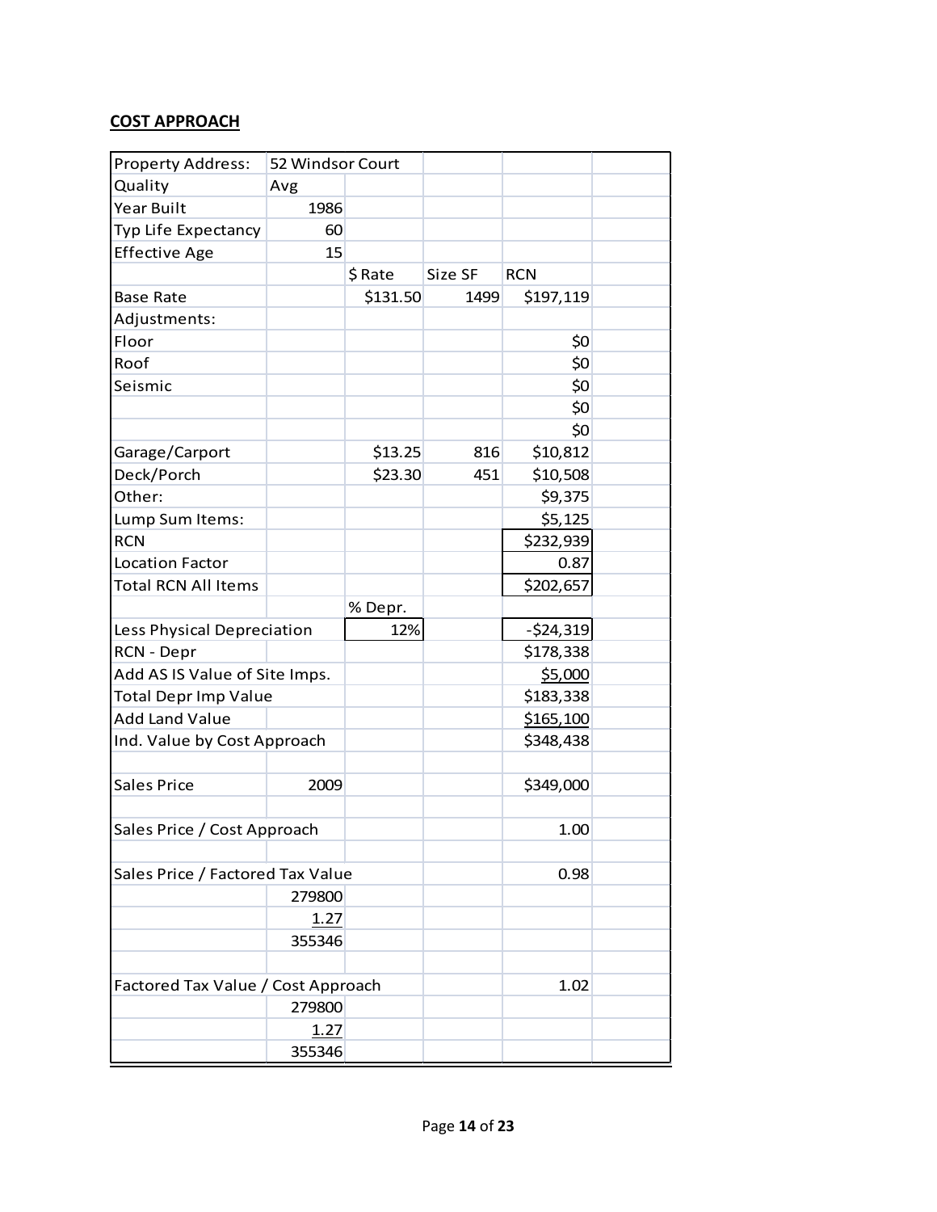## COST APPROACH

| Property Address: | 52 Windsor Court | | | | |
|---|---|---|---|---|---|
| Quality | Avg | | | | |
| Year Built | 1986 | | | | |
| Typ Life Expectancy | 60 | | | | |
| Effective Age | 15 | | | | |
| | | $ Rate | Size SF | RCN | |
| Base Rate | | $131.50 | 1499 | $197,119 | |
| Adjustments: | | | | | |
| Floor | | | | $0 | |
| Roof | | | | $0 | |
| Seismic | | | | $0 | |
| | | | | $0 | |
| | | | | $0 | |
| Garage/Carport | | $13.25 | 816 | $10,812 | |
| Deck/Porch | | $23.30 | 451 | $10,508 | |
| Other: | | | | $9,375 | |
| Lump Sum Items: | | | | $5,125 | |
| RCN | | | | $232,939 | |
| Location Factor | | | | 0.87 | |
| Total RCN All Items | | | | $202,657 | |
| | | % Depr. | | | |
| Less Physical Depreciation | | 12% | | -$24,319 | |
| RCN - Depr | | | | $178,338 | |
| Add AS IS Value of Site Imps. | | | | $5,000 | |
| Total Depr Imp Value | | | | $183,338 | |
| Add Land Value | | | | $165,100 | |
| Ind. Value by Cost Approach | | | | $348,438 | |
| | | | | | |
| Sales Price | 2009 | | | $349,000 | |
| | | | | | |
| Sales Price / Cost Approach | | | | 1.00 | |
| | | | | | |
| Sales Price / Factored Tax Value | | | | 0.98 | |
| | 279800 | | | | |
| | 1.27 | | | | |
| | 355346 | | | | |
| | | | | | |
| Factored Tax Value / Cost Approach | | | | 1.02 | |
| | 279800 | | | | |
| | 1.27 | | | | |
| | 355346 | | | | |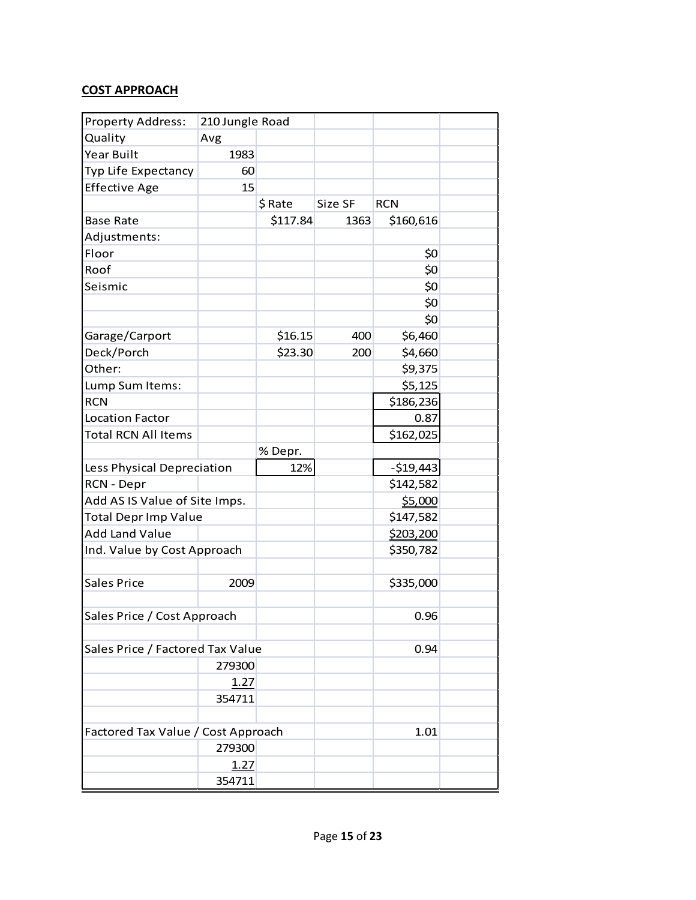## COST APPROACH

| Property Address: | 210 Jungle Road | | | | |
|---|---|---|---|---|---|
| Quality | Avg | | | | |
| Year Built | 1983 | | | | |
| Typ Life Expectancy | 60 | | | | |
| Effective Age | 15 | | | | |
| | | $ Rate | Size SF | RCN | |
| Base Rate | | $117.84 | 1363 | $160,616 | |
| Adjustments: | | | | | |
| Floor | | | | $0 | |
| Roof | | | | $0 | |
| Seismic | | | | $0 | |
| | | | | $0 | |
| | | | | $0 | |
| Garage/Carport | | $16.15 | 400 | $6,460 | |
| Deck/Porch | | $23.30 | 200 | $4,660 | |
| Other: | | | | $9,375 | |
| Lump Sum Items: | | | | $5,125 | |
| RCN | | | | $186,236 | |
| Location Factor | | | | 0.87 | |
| Total RCN All Items | | | | $162,025 | |
| | | % Depr. | | | |
| Less Physical Depreciation | | 12% | | -$19,443 | |
| RCN - Depr | | | | $142,582 | |
| Add AS IS Value of Site Imps. | | | | $5,000 | |
| Total Depr Imp Value | | | | $147,582 | |
| Add Land Value | | | | $203,200 | |
| Ind. Value by Cost Approach | | | | $350,782 | |
| | | | | | |
| Sales Price | 2009 | | | $335,000 | |
| | | | | | |
| Sales Price / Cost Approach | | | | 0.96 | |
| | | | | | |
| Sales Price / Factored Tax Value | | | | 0.94 | |
| | 279300 | | | | |
| | 1.27 | | | | |
| | 354711 | | | | |
| | | | | | |
| Factored Tax Value / Cost Approach | | | | 1.01 | |
| | 279300 | | | | |
| | 1.27 | | | | |
| | 354711 | | | | |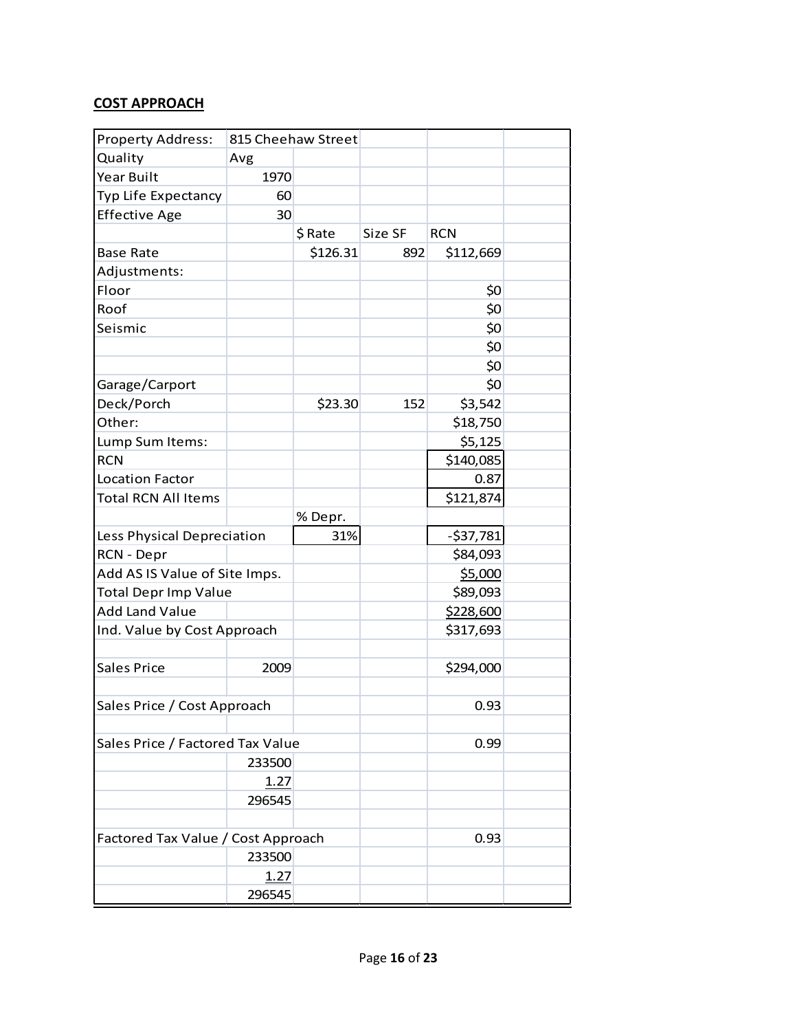## COST APPROACH

| | | | | | |
|---|---|---|---|---|---|
| Property Address: | 815 Cheehaw Street | | | | |
| Quality | Avg | | | | |
| Year Built | 1970 | | | | |
| Typ Life Expectancy | 60 | | | | |
| Effective Age | 30 | | | | |
| | | $ Rate | Size SF | RCN | |
| Base Rate | | $126.31 | 892 | $112,669 | |
| Adjustments: | | | | | |
| Floor | | | | $0 | |
| Roof | | | | $0 | |
| Seismic | | | | $0 | |
| | | | | $0 | |
| | | | | $0 | |
| Garage/Carport | | | | $0 | |
| Deck/Porch | | $23.30 | 152 | $3,542 | |
| Other: | | | | $18,750 | |
| Lump Sum Items: | | | | $5,125 | |
| RCN | | | | $140,085 | |
| Location Factor | | | | 0.87 | |
| Total RCN All Items | | | | $121,874 | |
| | | % Depr. | | | |
| Less Physical Depreciation | | 31% | | -$37,781 | |
| RCN - Depr | | | | $84,093 | |
| Add AS IS Value of Site Imps. | | | | $5,000 | |
| Total Depr Imp Value | | | | $89,093 | |
| Add Land Value | | | | $228,600 | |
| Ind. Value by Cost Approach | | | | $317,693 | |
| | | | | | |
| Sales Price | 2009 | | | $294,000 | |
| | | | | | |
| Sales Price / Cost Approach | | | | 0.93 | |
| | | | | | |
| Sales Price / Factored Tax Value | | | | 0.99 | |
| | 233500 | | | | |
| | 1.27 | | | | |
| | 296545 | | | | |
| | | | | | |
| Factored Tax Value / Cost Approach | | | | 0.93 | |
| | 233500 | | | | |
| | 1.27 | | | | |
| | 296545 | | | | |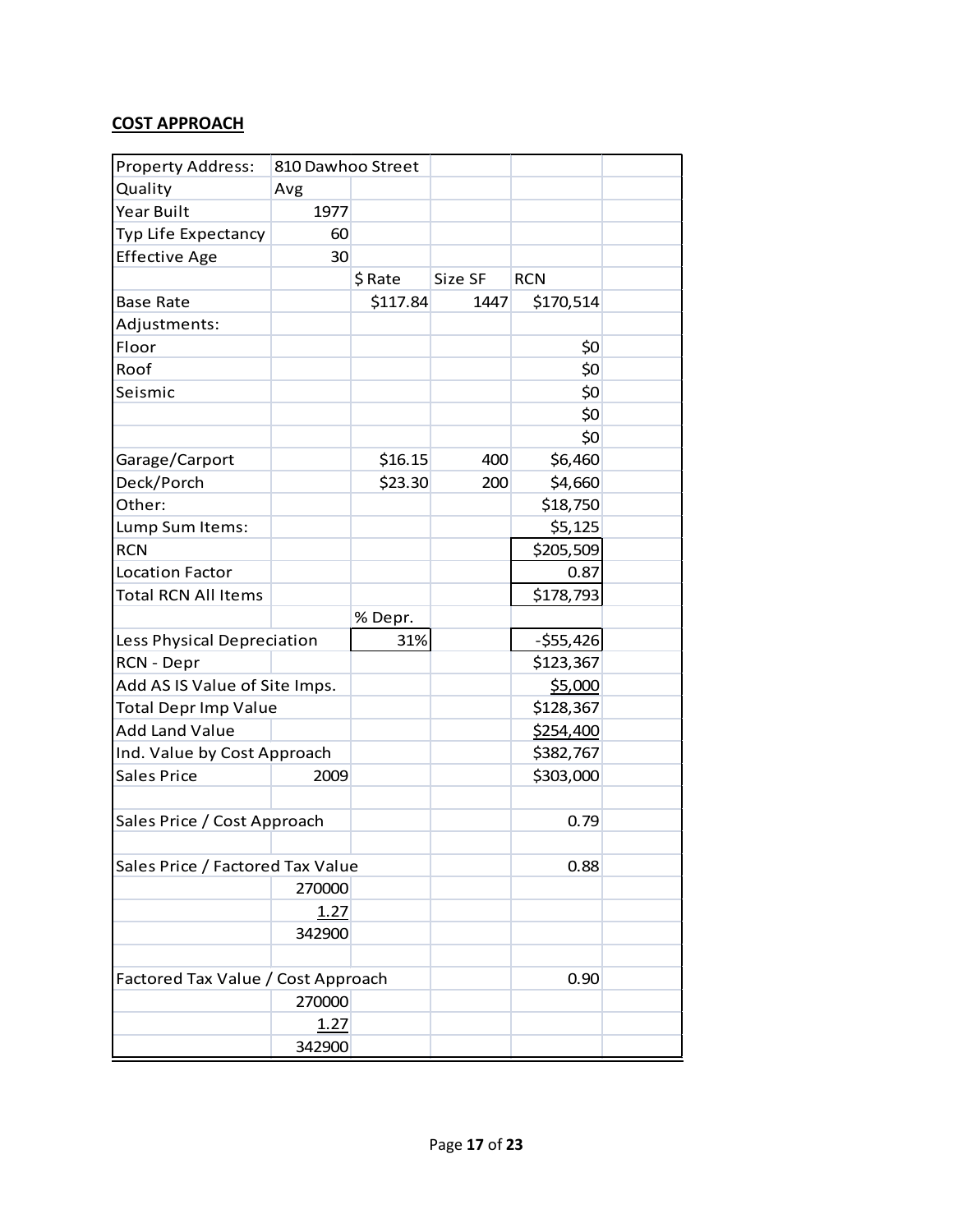## COST APPROACH

| Property Address: | 810 Dawhoo Street | | | | |
|---|---|---|---|---|---|
| Quality | Avg | | | | |
| Year Built | 1977 | | | | |
| Typ Life Expectancy | 60 | | | | |
| Effective Age | 30 | | | | |
| | | $ Rate | Size SF | RCN | |
| Base Rate | | $117.84 | 1447 | $170,514 | |
| Adjustments: | | | | | |
| Floor | | | | $0 | |
| Roof | | | | $0 | |
| Seismic | | | | $0 | |
| | | | | $0 | |
| | | | | $0 | |
| Garage/Carport | | $16.15 | 400 | $6,460 | |
| Deck/Porch | | $23.30 | 200 | $4,660 | |
| Other: | | | | $18,750 | |
| Lump Sum Items: | | | | $5,125 | |
| RCN | | | | $205,509 | |
| Location Factor | | | | 0.87 | |
| Total RCN All Items | | | | $178,793 | |
| | | % Depr. | | | |
| Less Physical Depreciation | | 31% | | -$55,426 | |
| RCN - Depr | | | | $123,367 | |
| Add AS IS Value of Site Imps. | | | | $5,000 | |
| Total Depr Imp Value | | | | $128,367 | |
| Add Land Value | | | | $254,400 | |
| Ind. Value by Cost Approach | | | | $382,767 | |
| Sales Price | 2009 | | | $303,000 | |
| | | | | | |
| Sales Price / Cost Approach | | | | 0.79 | |
| | | | | | |
| Sales Price / Factored Tax Value | | | | 0.88 | |
| | 270000 | | | | |
| | 1.27 | | | | |
| | 342900 | | | | |
| | | | | | |
| Factored Tax Value / Cost Approach | | | | 0.90 | |
| | 270000 | | | | |
| | 1.27 | | | | |
| | 342900 | | | | |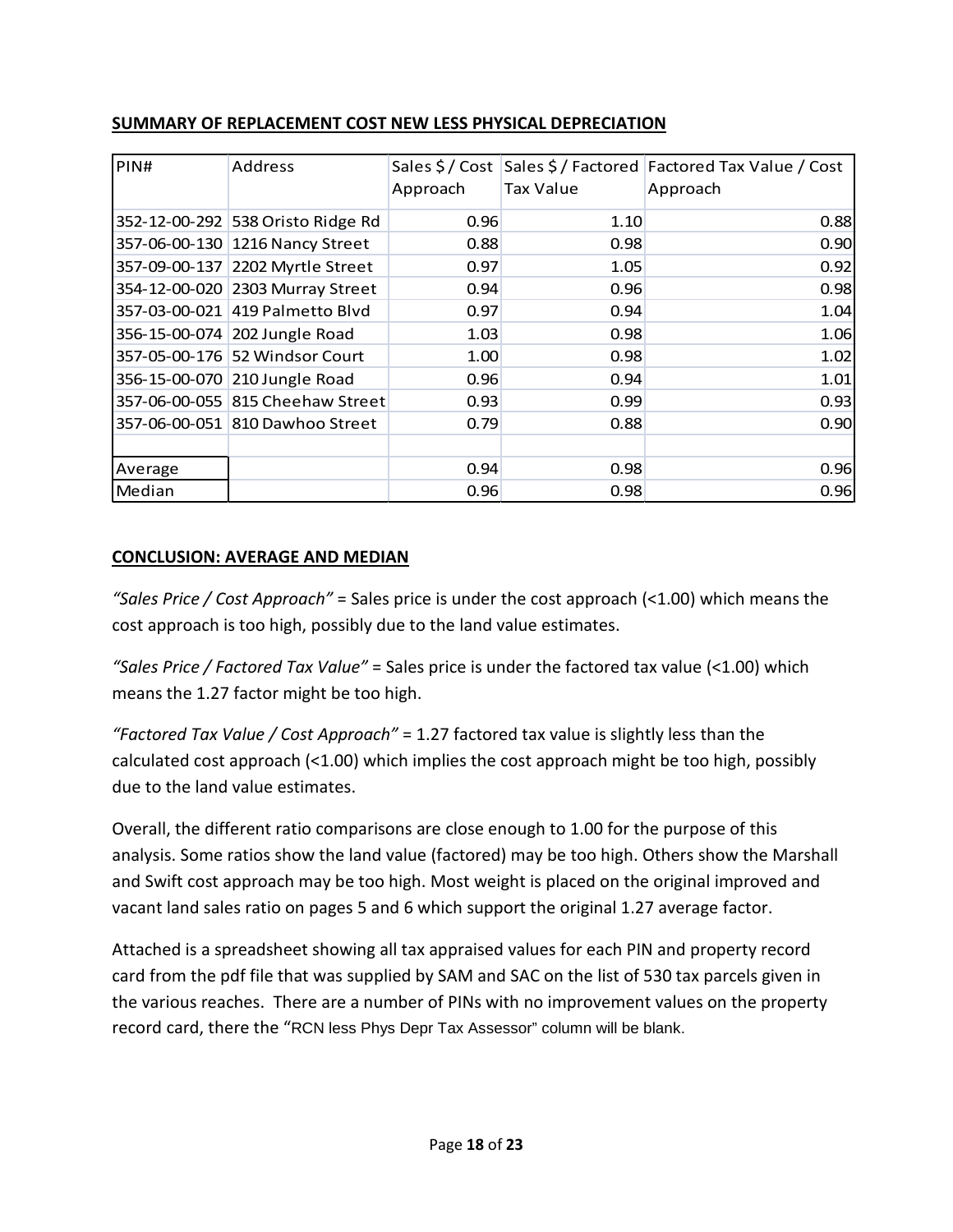**SUMMARY OF REPLACEMENT COST NEW LESS PHYSICAL DEPRECIATION**

| PIN# | Address | Sales $ / Cost Approach | Sales $ / Factored Tax Value | Factored Tax Value / Cost Approach |
|---|---|---|---|---|
| 352-12-00-292 | 538 Oristo Ridge Rd | 0.96 | 1.10 | 0.88 |
| 357-06-00-130 | 1216 Nancy Street | 0.88 | 0.98 | 0.90 |
| 357-09-00-137 | 2202 Myrtle Street | 0.97 | 1.05 | 0.92 |
| 354-12-00-020 | 2303 Murray Street | 0.94 | 0.96 | 0.98 |
| 357-03-00-021 | 419 Palmetto Blvd | 0.97 | 0.94 | 1.04 |
| 356-15-00-074 | 202 Jungle Road | 1.03 | 0.98 | 1.06 |
| 357-05-00-176 | 52 Windsor Court | 1.00 | 0.98 | 1.02 |
| 356-15-00-070 | 210 Jungle Road | 0.96 | 0.94 | 1.01 |
| 357-06-00-055 | 815 Cheehaw Street | 0.93 | 0.99 | 0.93 |
| 357-06-00-051 | 810 Dawhoo Street | 0.79 | 0.88 | 0.90 |
| | | | | |
| Average | | 0.94 | 0.98 | 0.96 |
| Median | | 0.96 | 0.98 | 0.96 |

**CONCLUSION: AVERAGE AND MEDIAN**

*"Sales Price / Cost Approach"* = Sales price is under the cost approach (<1.00) which means the cost approach is too high, possibly due to the land value estimates.

*"Sales Price / Factored Tax Value"* = Sales price is under the factored tax value (<1.00) which means the 1.27 factor might be too high.

*"Factored Tax Value / Cost Approach"* = 1.27 factored tax value is slightly less than the calculated cost approach (<1.00) which implies the cost approach might be too high, possibly due to the land value estimates.

Overall, the different ratio comparisons are close enough to 1.00 for the purpose of this analysis. Some ratios show the land value (factored) may be too high. Others show the Marshall and Swift cost approach may be too high. Most weight is placed on the original improved and vacant land sales ratio on pages 5 and 6 which support the original 1.27 average factor.

Attached is a spreadsheet showing all tax appraised values for each PIN and property record card from the pdf file that was supplied by SAM and SAC on the list of 530 tax parcels given in the various reaches. There are a number of PINs with no improvement values on the property record card, there the "RCN less Phys Depr Tax Assessor" column will be blank.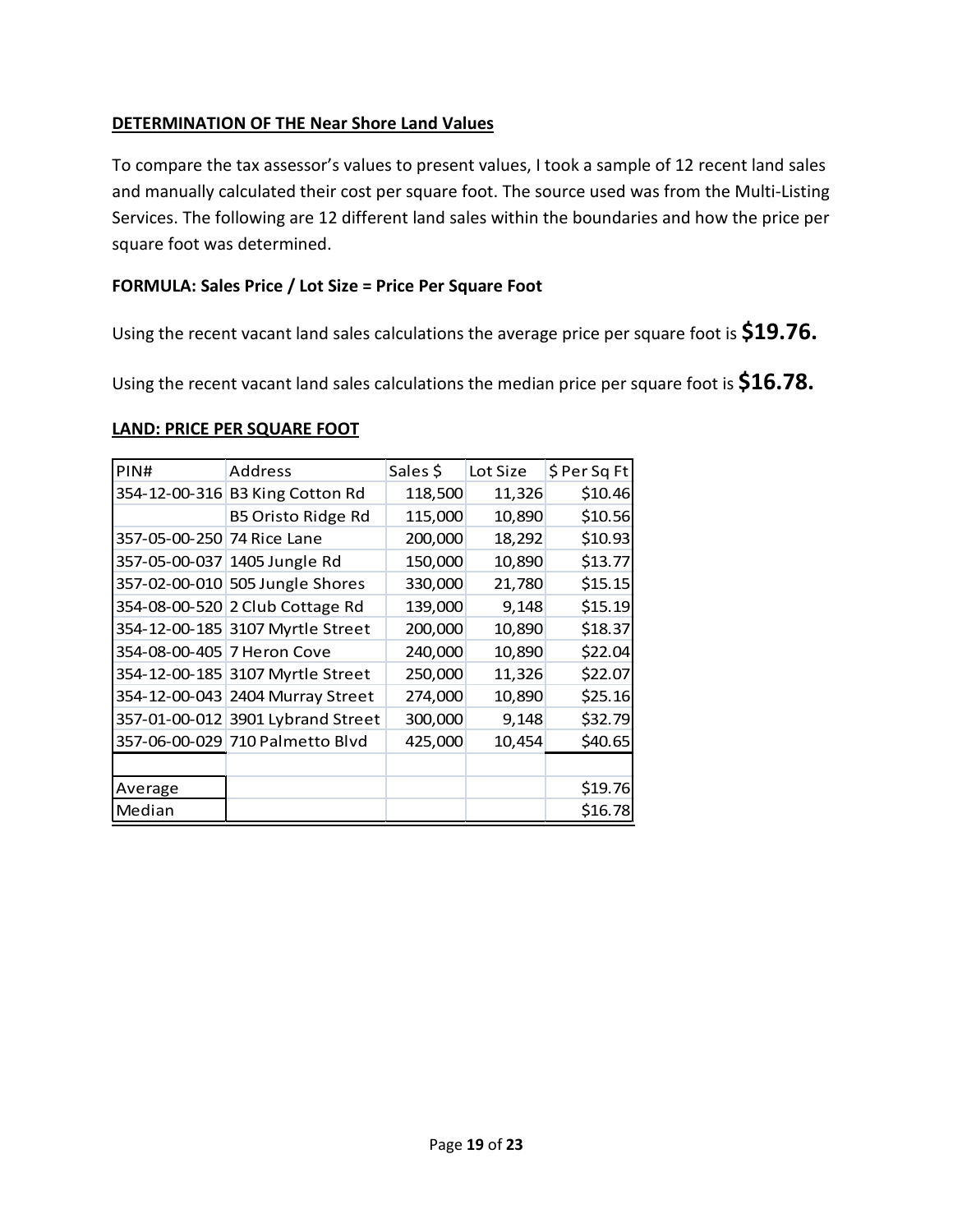**DETERMINATION OF THE Near Shore Land Values**

To compare the tax assessor's values to present values, I took a sample of 12 recent land sales and manually calculated their cost per square foot. The source used was from the Multi-Listing Services. The following are 12 different land sales within the boundaries and how the price per square foot was determined.

**FORMULA: Sales Price / Lot Size = Price Per Square Foot**

Using the recent vacant land sales calculations the average price per square foot is **$19.76.**

Using the recent vacant land sales calculations the median price per square foot is **$16.78.**

**LAND: PRICE PER SQUARE FOOT**

| PIN# | Address | Sales $ | Lot Size | $ Per Sq Ft |
|---|---|---|---|---|
| 354-12-00-316 | B3 King Cotton Rd | 118,500 | 11,326 | $10.46 |
| | B5 Oristo Ridge Rd | 115,000 | 10,890 | $10.56 |
| 357-05-00-250 | 74 Rice Lane | 200,000 | 18,292 | $10.93 |
| 357-05-00-037 | 1405 Jungle Rd | 150,000 | 10,890 | $13.77 |
| 357-02-00-010 | 505 Jungle Shores | 330,000 | 21,780 | $15.15 |
| 354-08-00-520 | 2 Club Cottage Rd | 139,000 | 9,148 | $15.19 |
| 354-12-00-185 | 3107 Myrtle Street | 200,000 | 10,890 | $18.37 |
| 354-08-00-405 | 7 Heron Cove | 240,000 | 10,890 | $22.04 |
| 354-12-00-185 | 3107 Myrtle Street | 250,000 | 11,326 | $22.07 |
| 354-12-00-043 | 2404 Murray Street | 274,000 | 10,890 | $25.16 |
| 357-01-00-012 | 3901 Lybrand Street | 300,000 | 9,148 | $32.79 |
| 357-06-00-029 | 710 Palmetto Blvd | 425,000 | 10,454 | $40.65 |
| | | | | |
| Average | | | | $19.76 |
| Median | | | | $16.78 |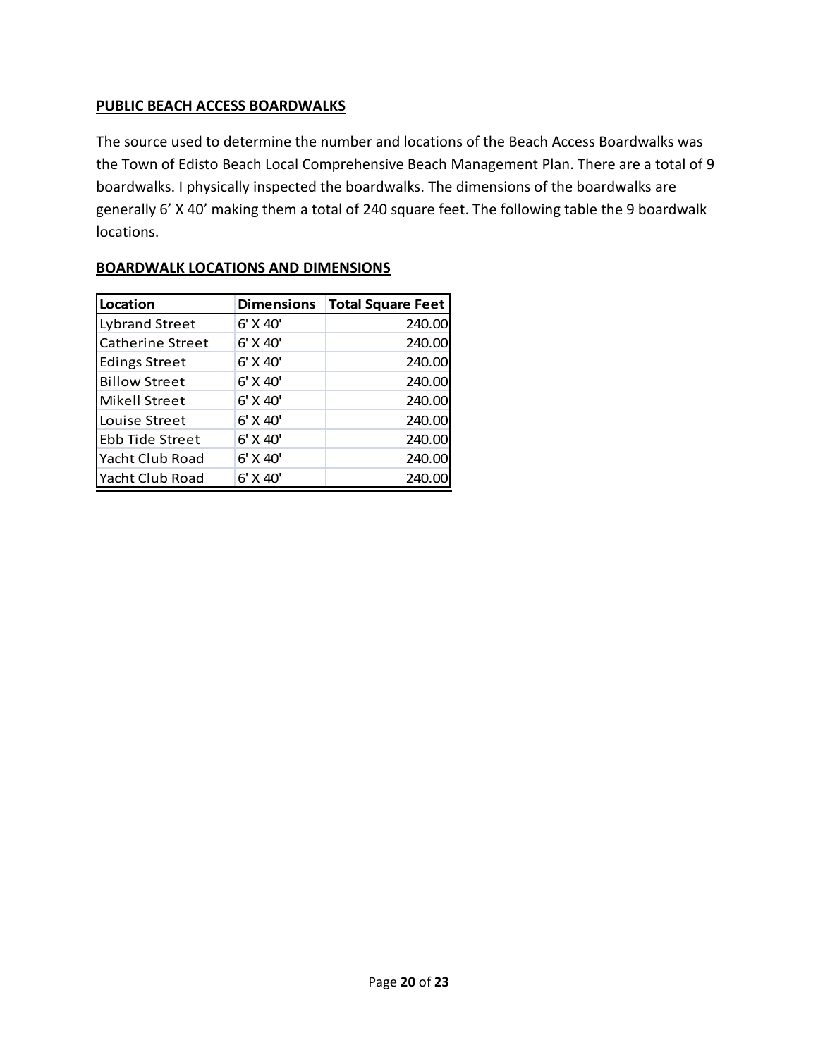**PUBLIC BEACH ACCESS BOARDWALKS**

The source used to determine the number and locations of the Beach Access Boardwalks was the Town of Edisto Beach Local Comprehensive Beach Management Plan. There are a total of 9 boardwalks. I physically inspected the boardwalks. The dimensions of the boardwalks are generally 6' X 40' making them a total of 240 square feet. The following table the 9 boardwalk locations.

**BOARDWALK LOCATIONS AND DIMENSIONS**

| Location | Dimensions | Total Square Feet |
|---|---|---|
| Lybrand Street | 6' X 40' | 240.00 |
| Catherine Street | 6' X 40' | 240.00 |
| Edings Street | 6' X 40' | 240.00 |
| Billow Street | 6' X 40' | 240.00 |
| Mikell Street | 6' X 40' | 240.00 |
| Louise Street | 6' X 40' | 240.00 |
| Ebb Tide Street | 6' X 40' | 240.00 |
| Yacht Club Road | 6' X 40' | 240.00 |
| Yacht Club Road | 6' X 40' | 240.00 |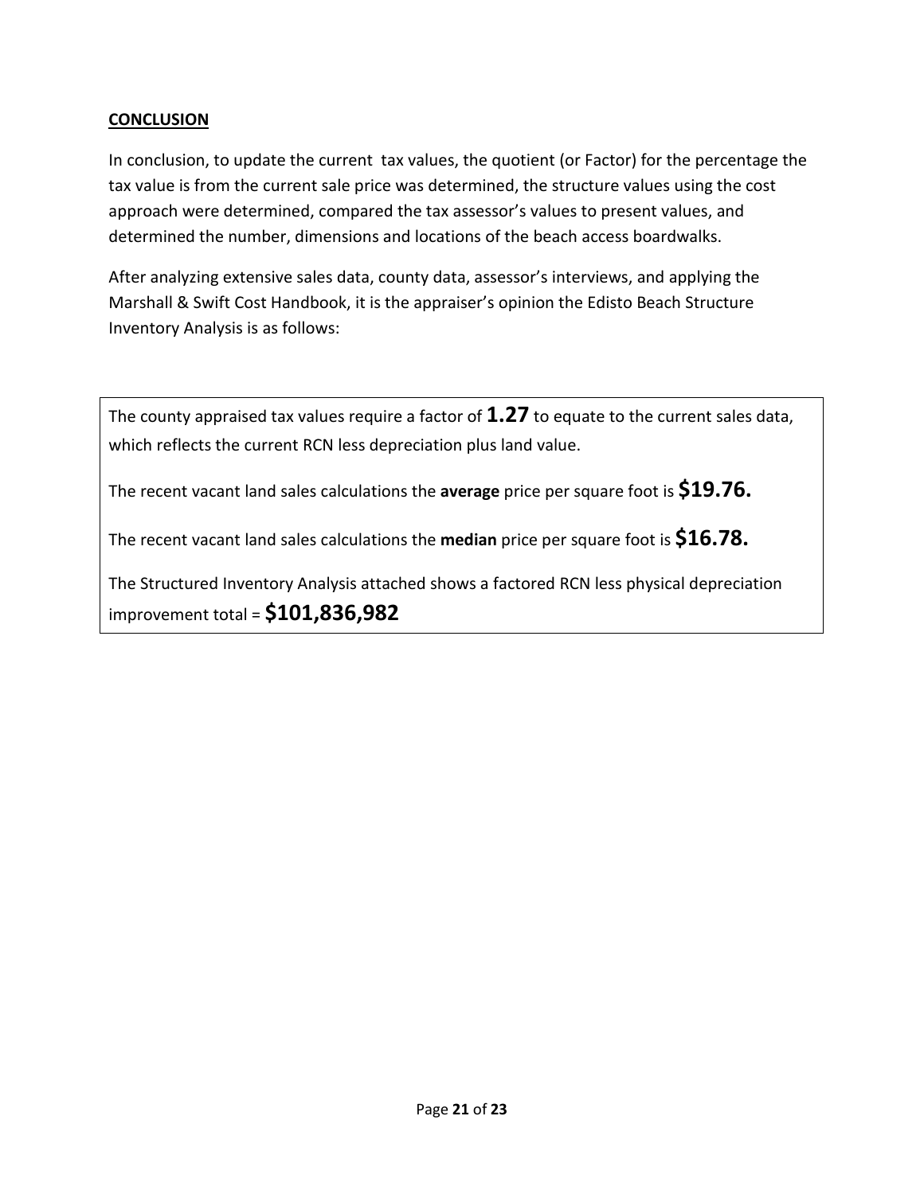## CONCLUSION

In conclusion, to update the current tax values, the quotient (or Factor) for the percentage the tax value is from the current sale price was determined, the structure values using the cost approach were determined, compared the tax assessor's values to present values, and determined the number, dimensions and locations of the beach access boardwalks.

After analyzing extensive sales data, county data, assessor's interviews, and applying the Marshall & Swift Cost Handbook, it is the appraiser's opinion the Edisto Beach Structure Inventory Analysis is as follows:

The county appraised tax values require a factor of **1.27** to equate to the current sales data, which reflects the current RCN less depreciation plus land value.

The recent vacant land sales calculations the **average** price per square foot is **$19.76.**

The recent vacant land sales calculations the **median** price per square foot is **$16.78.**

The Structured Inventory Analysis attached shows a factored RCN less physical depreciation improvement total = **$101,836,982**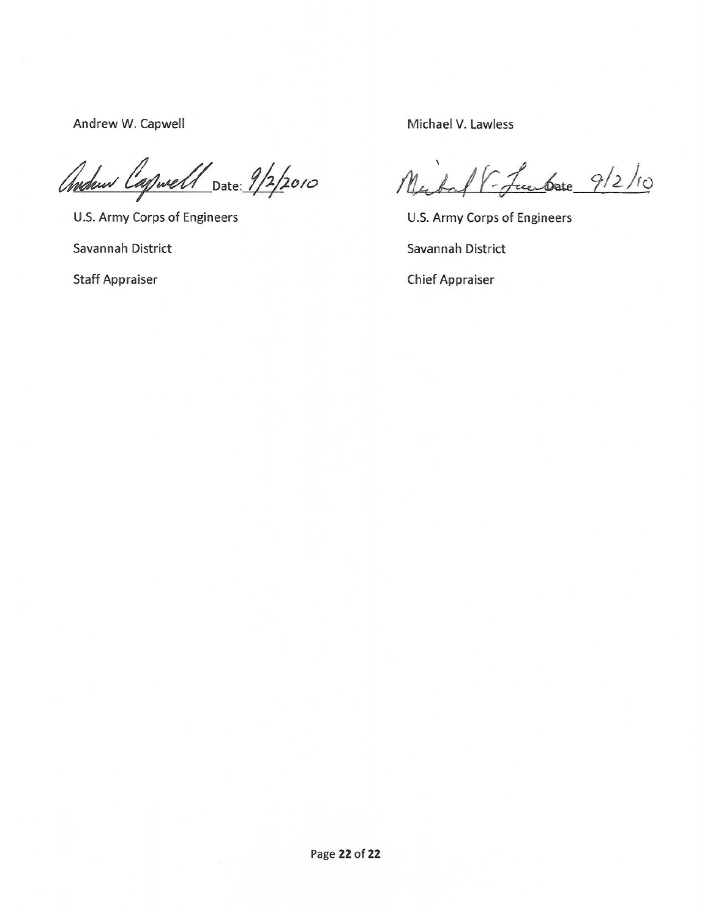Andrew W. Capwell

*Andrew Capwell* Date: 9/2/2010

U.S. Army Corps of Engineers

Savannah District

Staff Appraiser

Michael V. Lawless

*Michael V. Lawless* Date 9/2/10

U.S. Army Corps of Engineers

Savannah District

Chief Appraiser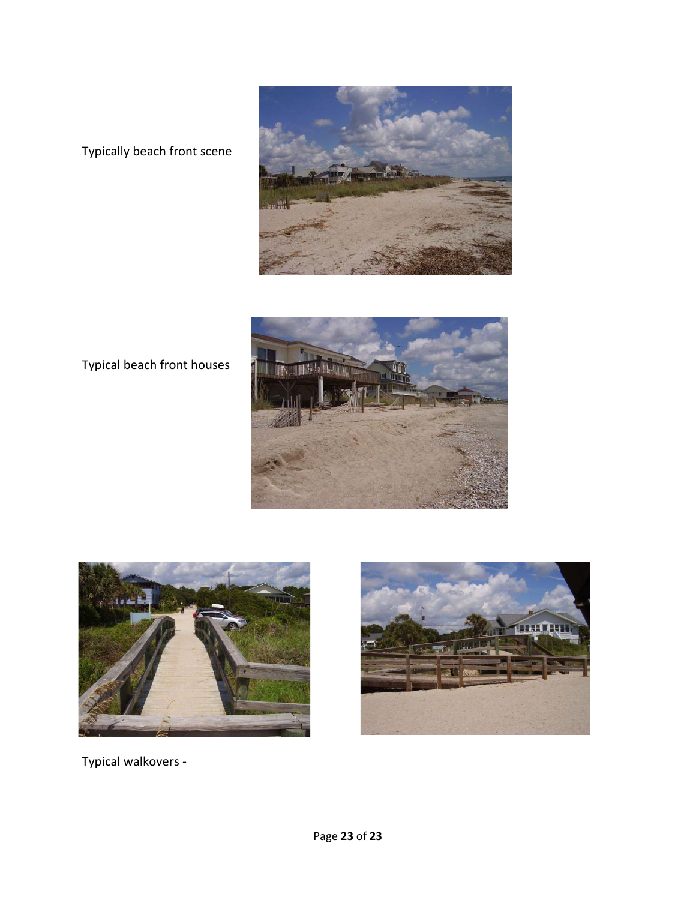Typically beach front scene

Typical beach front houses

Typical walkovers -